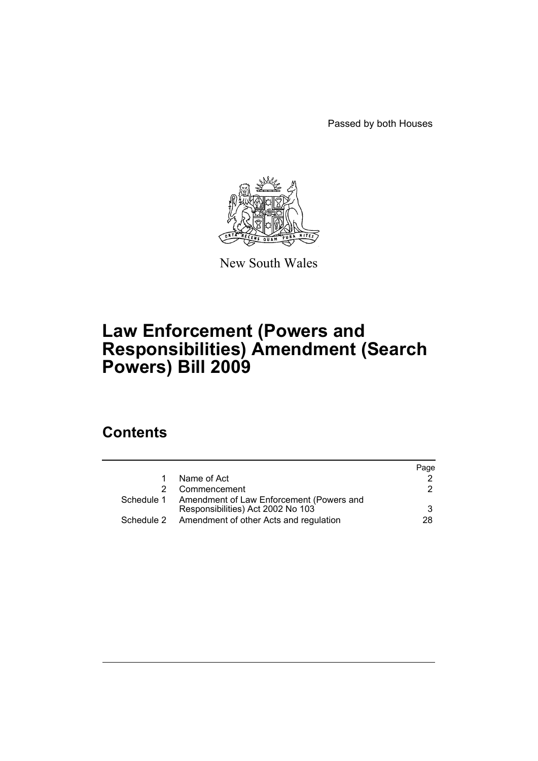Passed by both Houses

New South Wales

# Law Enforcement (Powers and Responsibilities) Amendment (Search Powers) Bill 2009

## Contents

| | | Page |
|---|---|---|
| 1 | Name of Act | 2 |
| 2 | Commencement | 2 |
| Schedule 1 | Amendment of Law Enforcement (Powers and Responsibilities) Act 2002 No 103 | 3 |
| Schedule 2 | Amendment of other Acts and regulation | 28 |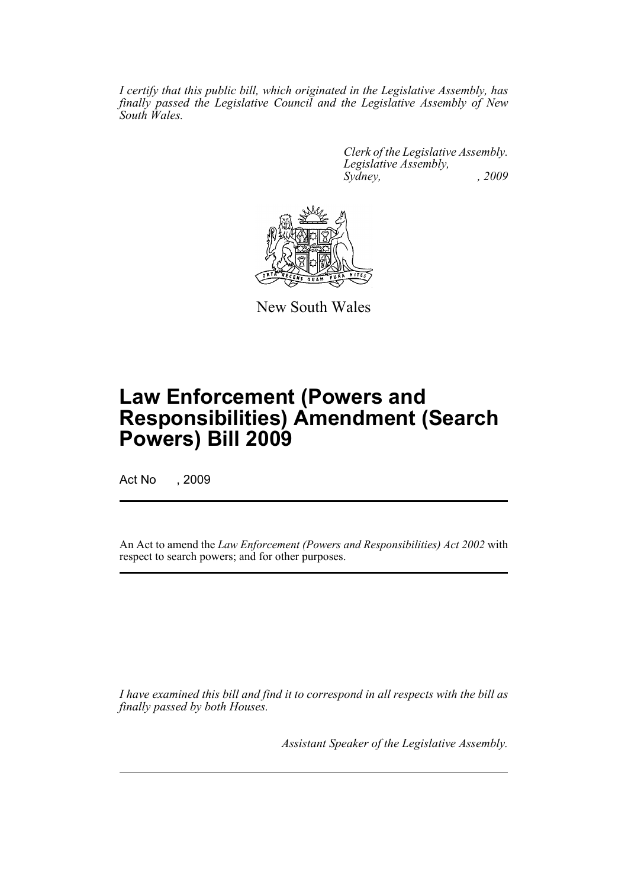*I certify that this public bill, which originated in the Legislative Assembly, has finally passed the Legislative Council and the Legislative Assembly of New South Wales.*

*Clerk of the Legislative Assembly.*
*Legislative Assembly,*
*Sydney, , 2009*

New South Wales

# Law Enforcement (Powers and Responsibilities) Amendment (Search Powers) Bill 2009

Act No , 2009

An Act to amend the *Law Enforcement (Powers and Responsibilities) Act 2002* with respect to search powers; and for other purposes.

*I have examined this bill and find it to correspond in all respects with the bill as finally passed by both Houses.*

*Assistant Speaker of the Legislative Assembly.*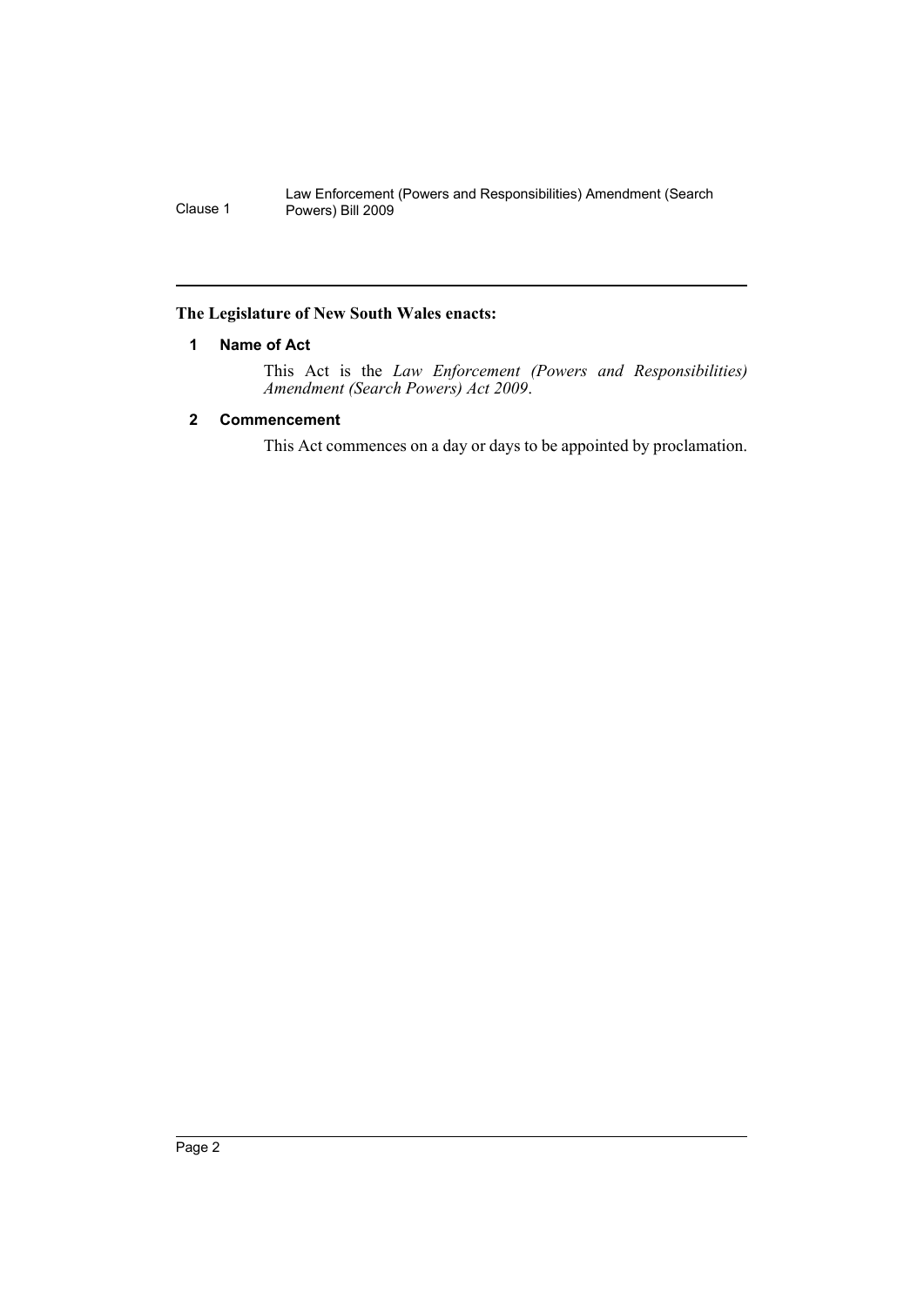**The Legislature of New South Wales enacts:**

## 1 Name of Act

This Act is the *Law Enforcement (Powers and Responsibilities) Amendment (Search Powers) Act 2009*.

## 2 Commencement

This Act commences on a day or days to be appointed by proclamation.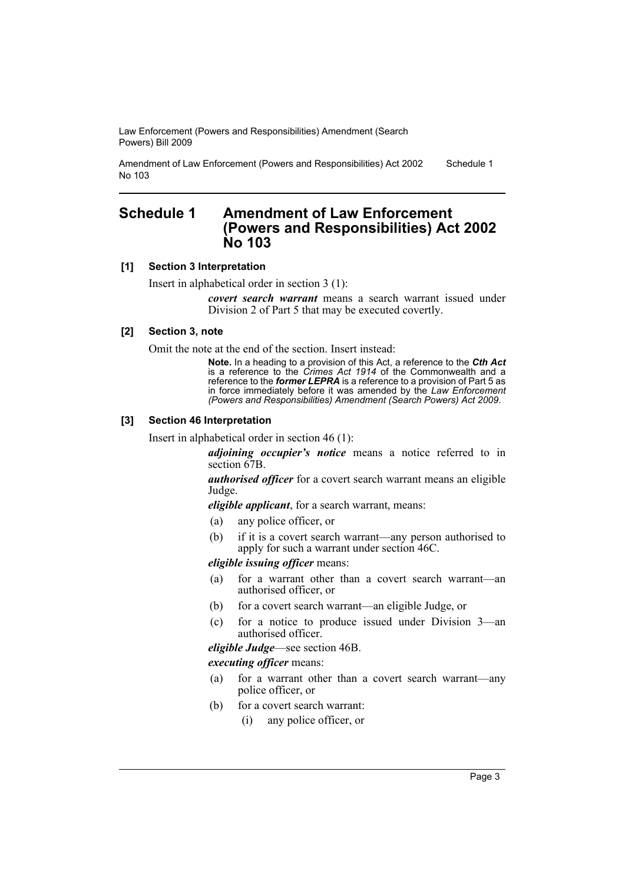# Schedule 1 Amendment of Law Enforcement (Powers and Responsibilities) Act 2002 No 103

**[1] Section 3 Interpretation**

Insert in alphabetical order in section 3 (1):

> ***covert search warrant*** means a search warrant issued under Division 2 of Part 5 that may be executed covertly.

**[2] Section 3, note**

Omit the note at the end of the section. Insert instead:

> **Note.** In a heading to a provision of this Act, a reference to the ***Cth Act*** is a reference to the *Crimes Act 1914* of the Commonwealth and a reference to the ***former LEPRA*** is a reference to a provision of Part 5 as in force immediately before it was amended by the *Law Enforcement (Powers and Responsibilities) Amendment (Search Powers) Act 2009*.

**[3] Section 46 Interpretation**

Insert in alphabetical order in section 46 (1):

> ***adjoining occupier's notice*** means a notice referred to in section 67B.
>
> ***authorised officer*** for a covert search warrant means an eligible Judge.
>
> ***eligible applicant***, for a search warrant, means:
>
> (a) any police officer, or
>
> (b) if it is a covert search warrant—any person authorised to apply for such a warrant under section 46C.
>
> ***eligible issuing officer*** means:
>
> (a) for a warrant other than a covert search warrant—an authorised officer, or
>
> (b) for a covert search warrant—an eligible Judge, or
>
> (c) for a notice to produce issued under Division 3—an authorised officer.
>
> ***eligible Judge***—see section 46B.
>
> ***executing officer*** means:
>
> (a) for a warrant other than a covert search warrant—any police officer, or
>
> (b) for a covert search warrant:
>
> (i) any police officer, or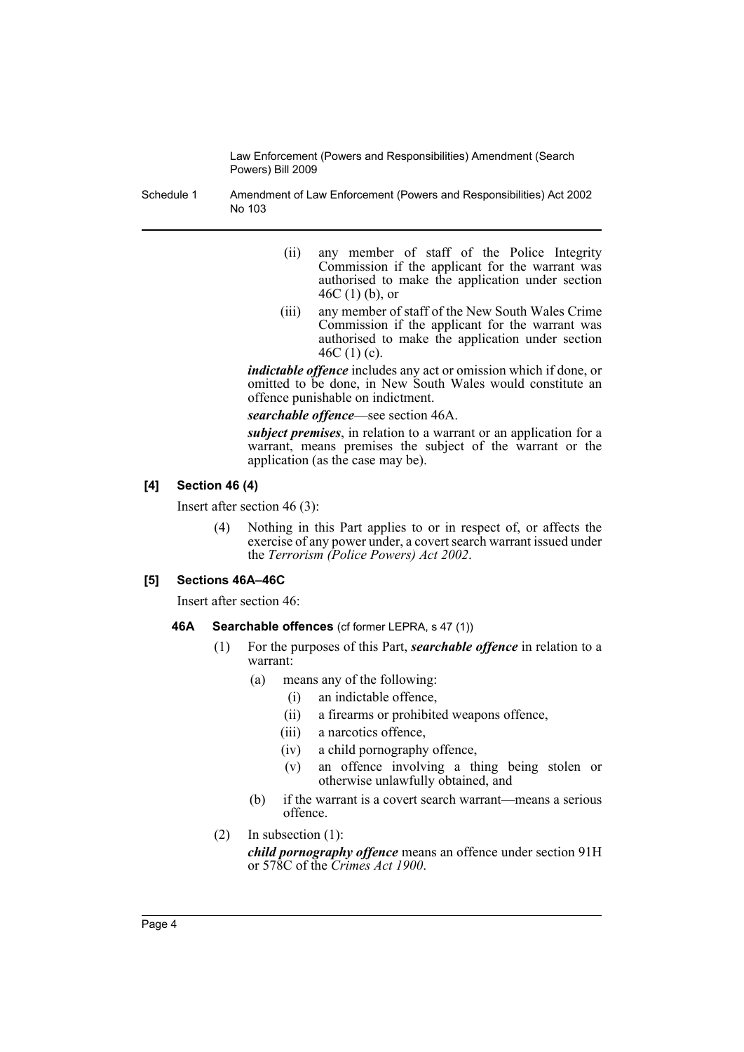(ii) any member of staff of the Police Integrity Commission if the applicant for the warrant was authorised to make the application under section 46C (1) (b), or

(iii) any member of staff of the New South Wales Crime Commission if the applicant for the warrant was authorised to make the application under section 46C (1) (c).

***indictable offence*** includes any act or omission which if done, or omitted to be done, in New South Wales would constitute an offence punishable on indictment.

***searchable offence***—see section 46A.

***subject premises***, in relation to a warrant or an application for a warrant, means premises the subject of the warrant or the application (as the case may be).

### [4] Section 46 (4)

Insert after section 46 (3):

(4) Nothing in this Part applies to or in respect of, or affects the exercise of any power under, a covert search warrant issued under the *Terrorism (Police Powers) Act 2002*.

### [5] Sections 46A–46C

Insert after section 46:

#### 46A Searchable offences (cf former LEPRA, s 47 (1))

(1) For the purposes of this Part, ***searchable offence*** in relation to a warrant:

(a) means any of the following:

(i) an indictable offence,

(ii) a firearms or prohibited weapons offence,

(iii) a narcotics offence,

(iv) a child pornography offence,

(v) an offence involving a thing being stolen or otherwise unlawfully obtained, and

(b) if the warrant is a covert search warrant—means a serious offence.

(2) In subsection (1):

***child pornography offence*** means an offence under section 91H or 578C of the *Crimes Act 1900*.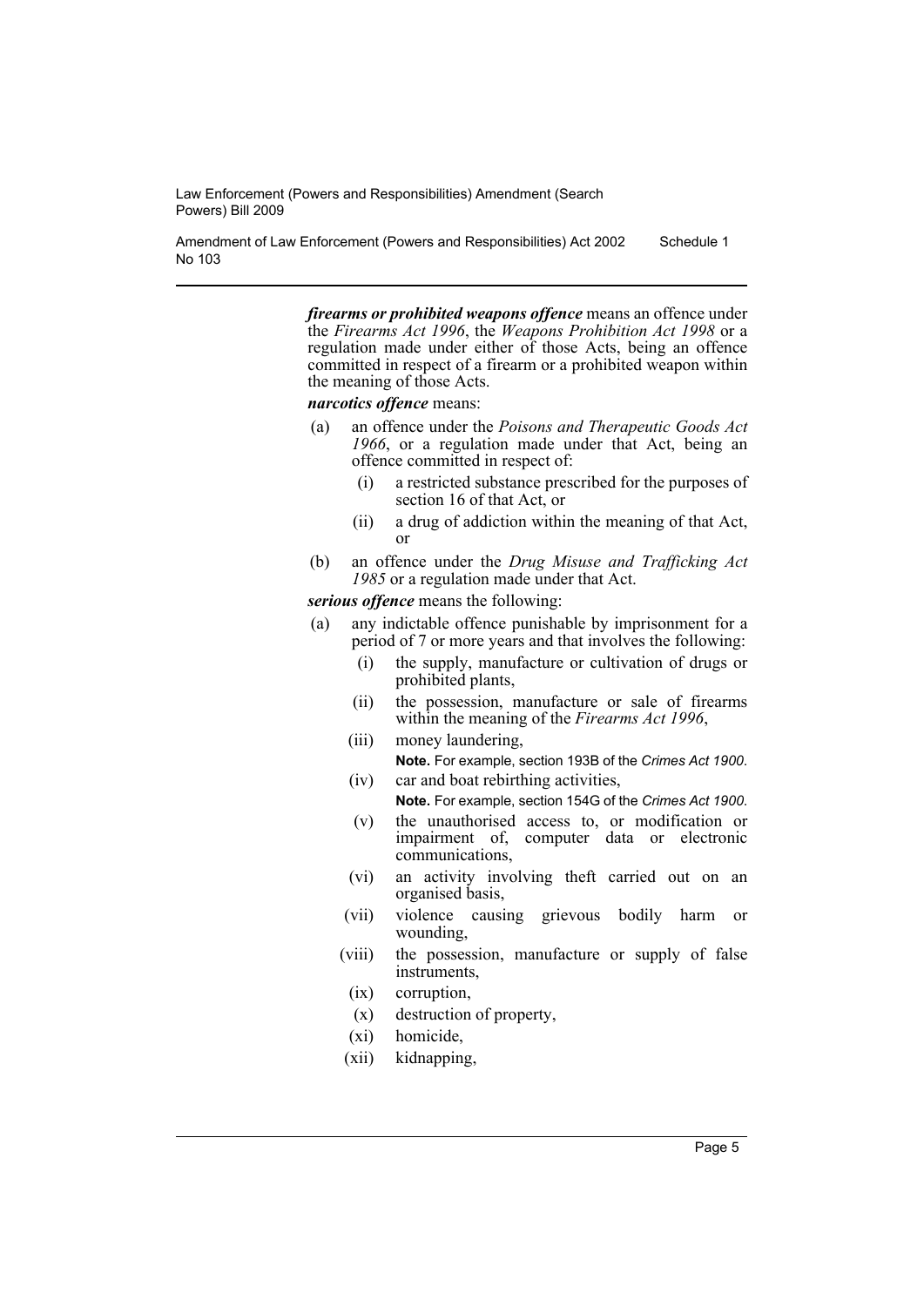***firearms or prohibited weapons offence*** means an offence under the *Firearms Act 1996*, the *Weapons Prohibition Act 1998* or a regulation made under either of those Acts, being an offence committed in respect of a firearm or a prohibited weapon within the meaning of those Acts.

***narcotics offence*** means:

- (a) an offence under the *Poisons and Therapeutic Goods Act 1966*, or a regulation made under that Act, being an offence committed in respect of:
  - (i) a restricted substance prescribed for the purposes of section 16 of that Act, or
  - (ii) a drug of addiction within the meaning of that Act, or
- (b) an offence under the *Drug Misuse and Trafficking Act 1985* or a regulation made under that Act.

***serious offence*** means the following:

- (a) any indictable offence punishable by imprisonment for a period of 7 or more years and that involves the following:
  - (i) the supply, manufacture or cultivation of drugs or prohibited plants,
  - (ii) the possession, manufacture or sale of firearms within the meaning of the *Firearms Act 1996*,
  - (iii) money laundering,

    **Note.** For example, section 193B of the *Crimes Act 1900*.
  - (iv) car and boat rebirthing activities,

    **Note.** For example, section 154G of the *Crimes Act 1900*.
  - (v) the unauthorised access to, or modification or impairment of, computer data or electronic communications,
  - (vi) an activity involving theft carried out on an organised basis,
  - (vii) violence causing grievous bodily harm or wounding,
  - (viii) the possession, manufacture or supply of false instruments,
  - (ix) corruption,
  - (x) destruction of property,
  - (xi) homicide,
  - (xii) kidnapping,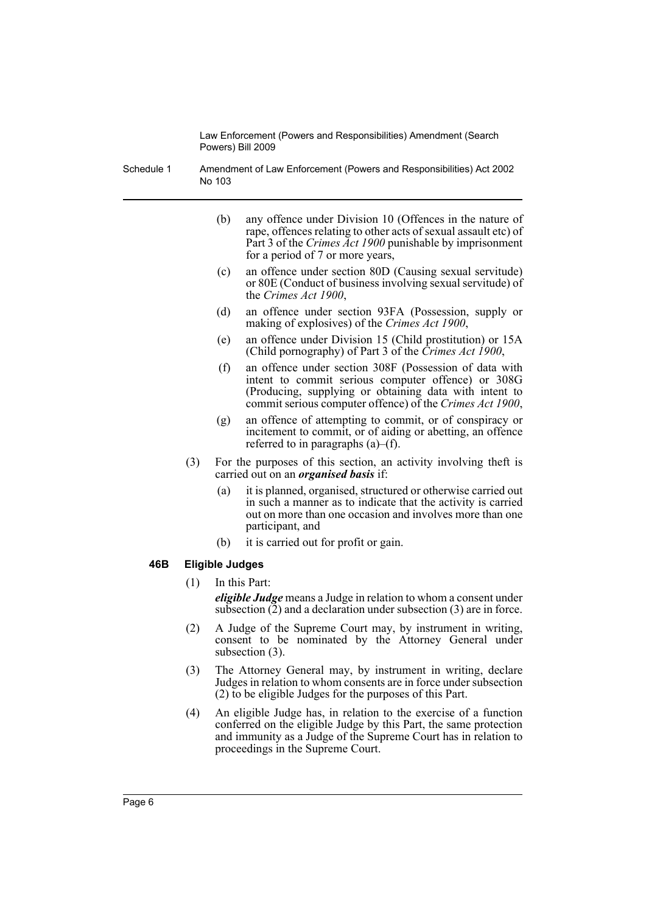(b) any offence under Division 10 (Offences in the nature of rape, offences relating to other acts of sexual assault etc) of Part 3 of the *Crimes Act 1900* punishable by imprisonment for a period of 7 or more years,

(c) an offence under section 80D (Causing sexual servitude) or 80E (Conduct of business involving sexual servitude) of the *Crimes Act 1900*,

(d) an offence under section 93FA (Possession, supply or making of explosives) of the *Crimes Act 1900*,

(e) an offence under Division 15 (Child prostitution) or 15A (Child pornography) of Part 3 of the *Crimes Act 1900*,

(f) an offence under section 308F (Possession of data with intent to commit serious computer offence) or 308G (Producing, supplying or obtaining data with intent to commit serious computer offence) of the *Crimes Act 1900*,

(g) an offence of attempting to commit, or of conspiracy or incitement to commit, or of aiding or abetting, an offence referred to in paragraphs (a)–(f).

(3) For the purposes of this section, an activity involving theft is carried out on an ***organised basis*** if:

(a) it is planned, organised, structured or otherwise carried out in such a manner as to indicate that the activity is carried out on more than one occasion and involves more than one participant, and

(b) it is carried out for profit or gain.

**46B Eligible Judges**

(1) In this Part:

***eligible Judge*** means a Judge in relation to whom a consent under subsection (2) and a declaration under subsection (3) are in force.

(2) A Judge of the Supreme Court may, by instrument in writing, consent to be nominated by the Attorney General under subsection (3).

(3) The Attorney General may, by instrument in writing, declare Judges in relation to whom consents are in force under subsection (2) to be eligible Judges for the purposes of this Part.

(4) An eligible Judge has, in relation to the exercise of a function conferred on the eligible Judge by this Part, the same protection and immunity as a Judge of the Supreme Court has in relation to proceedings in the Supreme Court.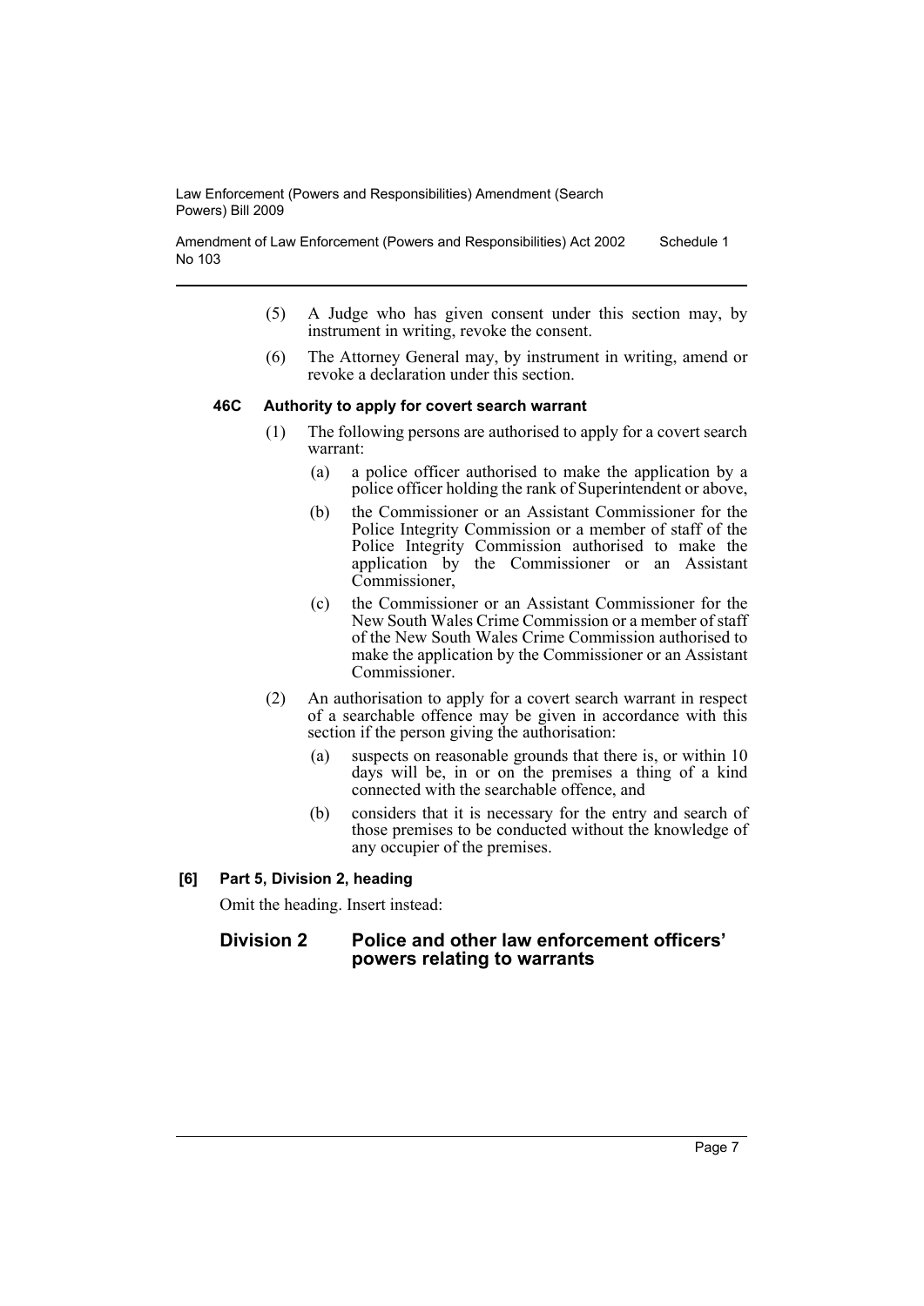(5) A Judge who has given consent under this section may, by instrument in writing, revoke the consent.

(6) The Attorney General may, by instrument in writing, amend or revoke a declaration under this section.

**46C Authority to apply for covert search warrant**

(1) The following persons are authorised to apply for a covert search warrant:

(a) a police officer authorised to make the application by a police officer holding the rank of Superintendent or above,

(b) the Commissioner or an Assistant Commissioner for the Police Integrity Commission or a member of staff of the Police Integrity Commission authorised to make the application by the Commissioner or an Assistant Commissioner,

(c) the Commissioner or an Assistant Commissioner for the New South Wales Crime Commission or a member of staff of the New South Wales Crime Commission authorised to make the application by the Commissioner or an Assistant Commissioner.

(2) An authorisation to apply for a covert search warrant in respect of a searchable offence may be given in accordance with this section if the person giving the authorisation:

(a) suspects on reasonable grounds that there is, or within 10 days will be, in or on the premises a thing of a kind connected with the searchable offence, and

(b) considers that it is necessary for the entry and search of those premises to be conducted without the knowledge of any occupier of the premises.

**[6] Part 5, Division 2, heading**

Omit the heading. Insert instead:

## Division 2 Police and other law enforcement officers' powers relating to warrants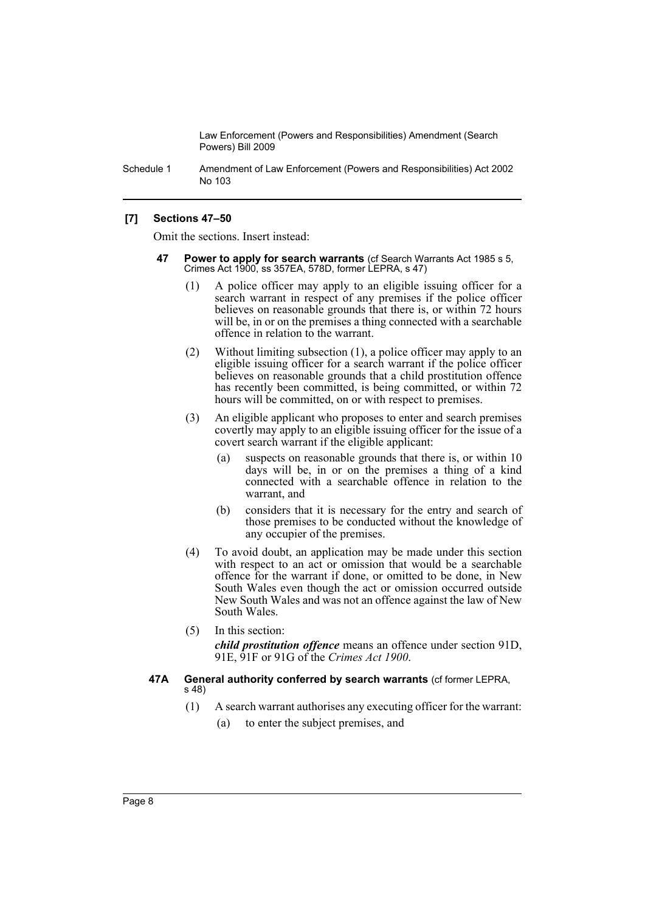**[7] Sections 47–50**

Omit the sections. Insert instead:

**47 Power to apply for search warrants** (cf Search Warrants Act 1985 s 5, Crimes Act 1900, ss 357EA, 578D, former LEPRA, s 47)

(1) A police officer may apply to an eligible issuing officer for a search warrant in respect of any premises if the police officer believes on reasonable grounds that there is, or within 72 hours will be, in or on the premises a thing connected with a searchable offence in relation to the warrant.

(2) Without limiting subsection (1), a police officer may apply to an eligible issuing officer for a search warrant if the police officer believes on reasonable grounds that a child prostitution offence has recently been committed, is being committed, or within 72 hours will be committed, on or with respect to premises.

(3) An eligible applicant who proposes to enter and search premises covertly may apply to an eligible issuing officer for the issue of a covert search warrant if the eligible applicant:

(a) suspects on reasonable grounds that there is, or within 10 days will be, in or on the premises a thing of a kind connected with a searchable offence in relation to the warrant, and

(b) considers that it is necessary for the entry and search of those premises to be conducted without the knowledge of any occupier of the premises.

(4) To avoid doubt, an application may be made under this section with respect to an act or omission that would be a searchable offence for the warrant if done, or omitted to be done, in New South Wales even though the act or omission occurred outside New South Wales and was not an offence against the law of New South Wales.

(5) In this section:

***child prostitution offence*** means an offence under section 91D, 91E, 91F or 91G of the *Crimes Act 1900*.

**47A General authority conferred by search warrants** (cf former LEPRA, s 48)

(1) A search warrant authorises any executing officer for the warrant:

(a) to enter the subject premises, and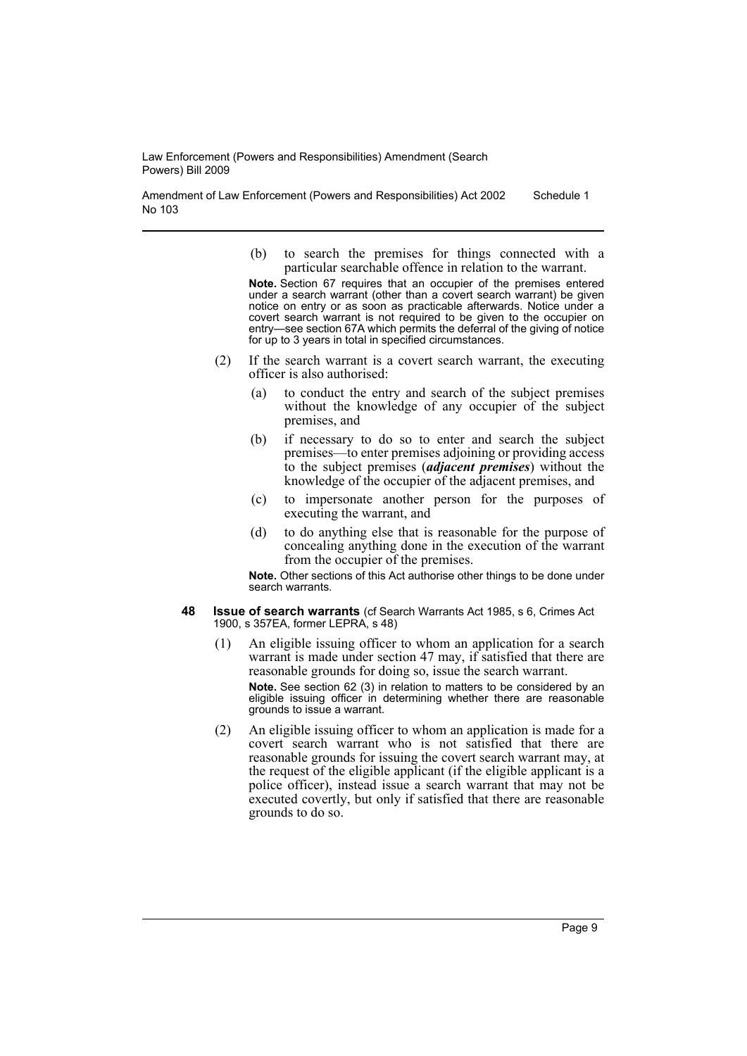(b) to search the premises for things connected with a particular searchable offence in relation to the warrant.

**Note.** Section 67 requires that an occupier of the premises entered under a search warrant (other than a covert search warrant) be given notice on entry or as soon as practicable afterwards. Notice under a covert search warrant is not required to be given to the occupier on entry—see section 67A which permits the deferral of the giving of notice for up to 3 years in total in specified circumstances.

(2) If the search warrant is a covert search warrant, the executing officer is also authorised:

(a) to conduct the entry and search of the subject premises without the knowledge of any occupier of the subject premises, and

(b) if necessary to do so to enter and search the subject premises—to enter premises adjoining or providing access to the subject premises (***adjacent premises***) without the knowledge of the occupier of the adjacent premises, and

(c) to impersonate another person for the purposes of executing the warrant, and

(d) to do anything else that is reasonable for the purpose of concealing anything done in the execution of the warrant from the occupier of the premises.

**Note.** Other sections of this Act authorise other things to be done under search warrants.

**48 Issue of search warrants** (cf Search Warrants Act 1985, s 6, Crimes Act 1900, s 357EA, former LEPRA, s 48)

(1) An eligible issuing officer to whom an application for a search warrant is made under section 47 may, if satisfied that there are reasonable grounds for doing so, issue the search warrant.

**Note.** See section 62 (3) in relation to matters to be considered by an eligible issuing officer in determining whether there are reasonable grounds to issue a warrant.

(2) An eligible issuing officer to whom an application is made for a covert search warrant who is not satisfied that there are reasonable grounds for issuing the covert search warrant may, at the request of the eligible applicant (if the eligible applicant is a police officer), instead issue a search warrant that may not be executed covertly, but only if satisfied that there are reasonable grounds to do so.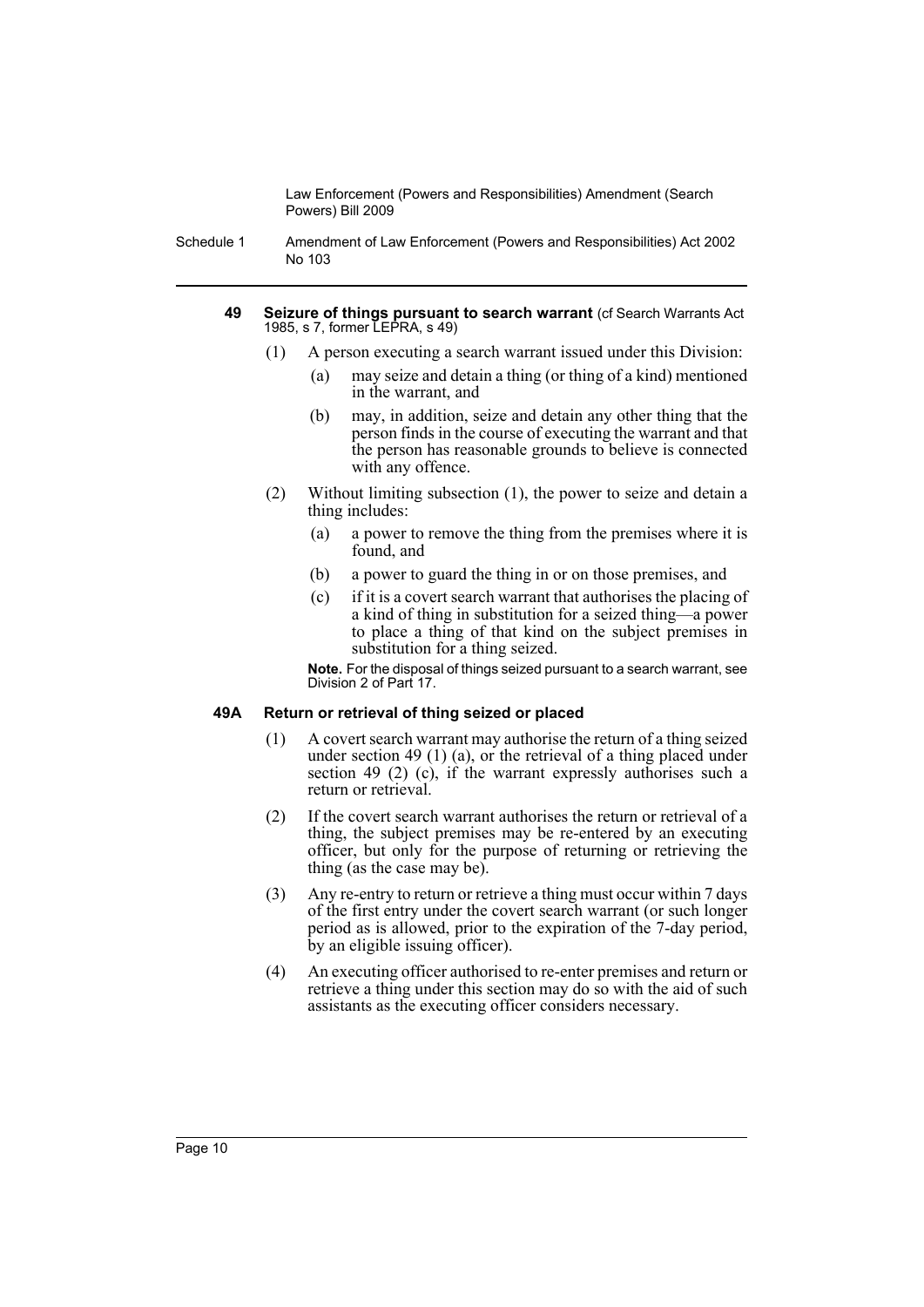#### 49 Seizure of things pursuant to search warrant (cf Search Warrants Act 1985, s 7, former LEPRA, s 49)

(1) A person executing a search warrant issued under this Division:

- (a) may seize and detain a thing (or thing of a kind) mentioned in the warrant, and
- (b) may, in addition, seize and detain any other thing that the person finds in the course of executing the warrant and that the person has reasonable grounds to believe is connected with any offence.

(2) Without limiting subsection (1), the power to seize and detain a thing includes:

- (a) a power to remove the thing from the premises where it is found, and
- (b) a power to guard the thing in or on those premises, and
- (c) if it is a covert search warrant that authorises the placing of a kind of thing in substitution for a seized thing—a power to place a thing of that kind on the subject premises in substitution for a thing seized.

**Note.** For the disposal of things seized pursuant to a search warrant, see Division 2 of Part 17.

#### 49A Return or retrieval of thing seized or placed

(1) A covert search warrant may authorise the return of a thing seized under section 49 (1) (a), or the retrieval of a thing placed under section 49 (2) (c), if the warrant expressly authorises such a return or retrieval.

(2) If the covert search warrant authorises the return or retrieval of a thing, the subject premises may be re-entered by an executing officer, but only for the purpose of returning or retrieving the thing (as the case may be).

(3) Any re-entry to return or retrieve a thing must occur within 7 days of the first entry under the covert search warrant (or such longer period as is allowed, prior to the expiration of the 7-day period, by an eligible issuing officer).

(4) An executing officer authorised to re-enter premises and return or retrieve a thing under this section may do so with the aid of such assistants as the executing officer considers necessary.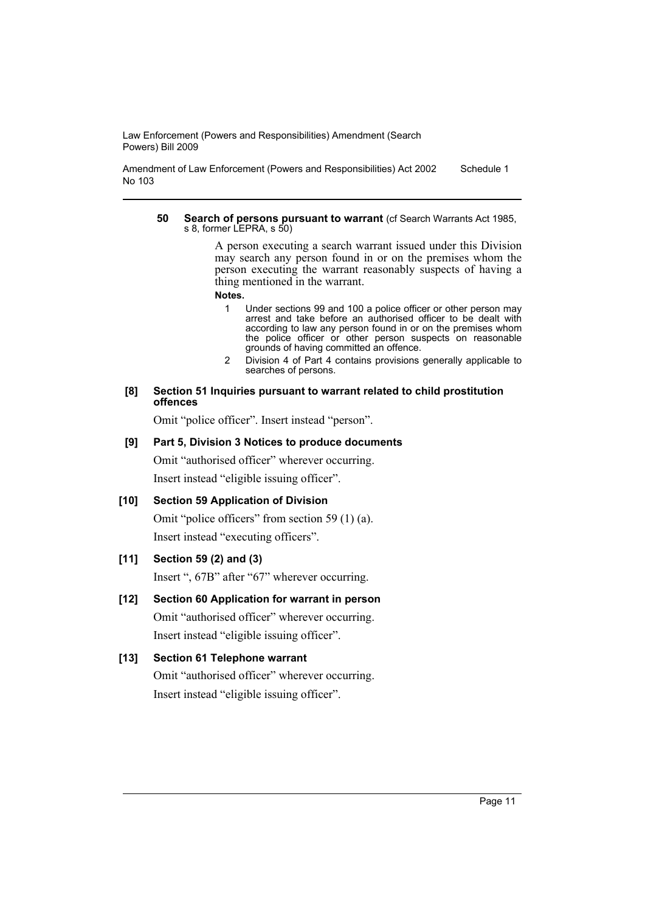**50 Search of persons pursuant to warrant** (cf Search Warrants Act 1985, s 8, former LEPRA, s 50)

A person executing a search warrant issued under this Division may search any person found in or on the premises whom the person executing the warrant reasonably suspects of having a thing mentioned in the warrant.

**Notes.**

1. Under sections 99 and 100 a police officer or other person may arrest and take before an authorised officer to be dealt with according to law any person found in or on the premises whom the police officer or other person suspects on reasonable grounds of having committed an offence.
2. Division 4 of Part 4 contains provisions generally applicable to searches of persons.

**[8] Section 51 Inquiries pursuant to warrant related to child prostitution offences**

Omit "police officer". Insert instead "person".

**[9] Part 5, Division 3 Notices to produce documents**

Omit "authorised officer" wherever occurring.

Insert instead "eligible issuing officer".

**[10] Section 59 Application of Division**

Omit "police officers" from section 59 (1) (a).

Insert instead "executing officers".

**[11] Section 59 (2) and (3)**

Insert ", 67B" after "67" wherever occurring.

**[12] Section 60 Application for warrant in person**

Omit "authorised officer" wherever occurring.

Insert instead "eligible issuing officer".

**[13] Section 61 Telephone warrant**

Omit "authorised officer" wherever occurring.

Insert instead "eligible issuing officer".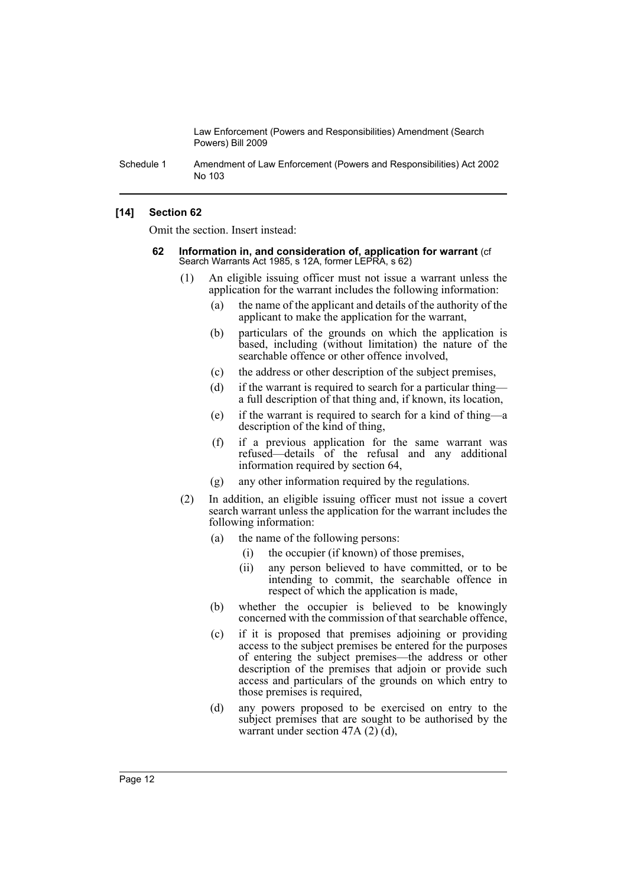### [14] Section 62

Omit the section. Insert instead:

#### 62 Information in, and consideration of, application for warrant (cf Search Warrants Act 1985, s 12A, former LEPRA, s 62)

(1) An eligible issuing officer must not issue a warrant unless the application for the warrant includes the following information:

- (a) the name of the applicant and details of the authority of the applicant to make the application for the warrant,
- (b) particulars of the grounds on which the application is based, including (without limitation) the nature of the searchable offence or other offence involved,
- (c) the address or other description of the subject premises,
- (d) if the warrant is required to search for a particular thing—a full description of that thing and, if known, its location,
- (e) if the warrant is required to search for a kind of thing—a description of the kind of thing,
- (f) if a previous application for the same warrant was refused—details of the refusal and any additional information required by section 64,
- (g) any other information required by the regulations.

(2) In addition, an eligible issuing officer must not issue a covert search warrant unless the application for the warrant includes the following information:

- (a) the name of the following persons:
  - (i) the occupier (if known) of those premises,
  - (ii) any person believed to have committed, or to be intending to commit, the searchable offence in respect of which the application is made,
- (b) whether the occupier is believed to be knowingly concerned with the commission of that searchable offence,
- (c) if it is proposed that premises adjoining or providing access to the subject premises be entered for the purposes of entering the subject premises—the address or other description of the premises that adjoin or provide such access and particulars of the grounds on which entry to those premises is required,
- (d) any powers proposed to be exercised on entry to the subject premises that are sought to be authorised by the warrant under section 47A (2) (d),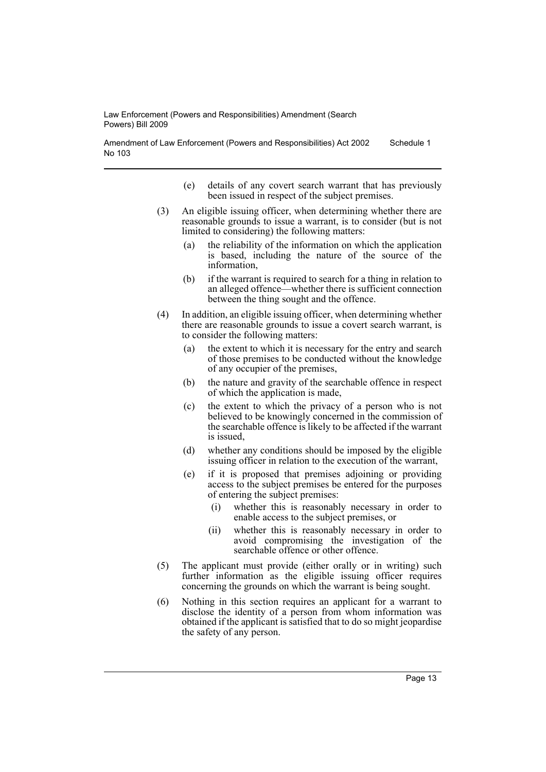(e) details of any covert search warrant that has previously been issued in respect of the subject premises.

(3) An eligible issuing officer, when determining whether there are reasonable grounds to issue a warrant, is to consider (but is not limited to considering) the following matters:

(a) the reliability of the information on which the application is based, including the nature of the source of the information,

(b) if the warrant is required to search for a thing in relation to an alleged offence—whether there is sufficient connection between the thing sought and the offence.

(4) In addition, an eligible issuing officer, when determining whether there are reasonable grounds to issue a covert search warrant, is to consider the following matters:

(a) the extent to which it is necessary for the entry and search of those premises to be conducted without the knowledge of any occupier of the premises,

(b) the nature and gravity of the searchable offence in respect of which the application is made,

(c) the extent to which the privacy of a person who is not believed to be knowingly concerned in the commission of the searchable offence is likely to be affected if the warrant is issued,

(d) whether any conditions should be imposed by the eligible issuing officer in relation to the execution of the warrant,

(e) if it is proposed that premises adjoining or providing access to the subject premises be entered for the purposes of entering the subject premises:

(i) whether this is reasonably necessary in order to enable access to the subject premises, or

(ii) whether this is reasonably necessary in order to avoid compromising the investigation of the searchable offence or other offence.

(5) The applicant must provide (either orally or in writing) such further information as the eligible issuing officer requires concerning the grounds on which the warrant is being sought.

(6) Nothing in this section requires an applicant for a warrant to disclose the identity of a person from whom information was obtained if the applicant is satisfied that to do so might jeopardise the safety of any person.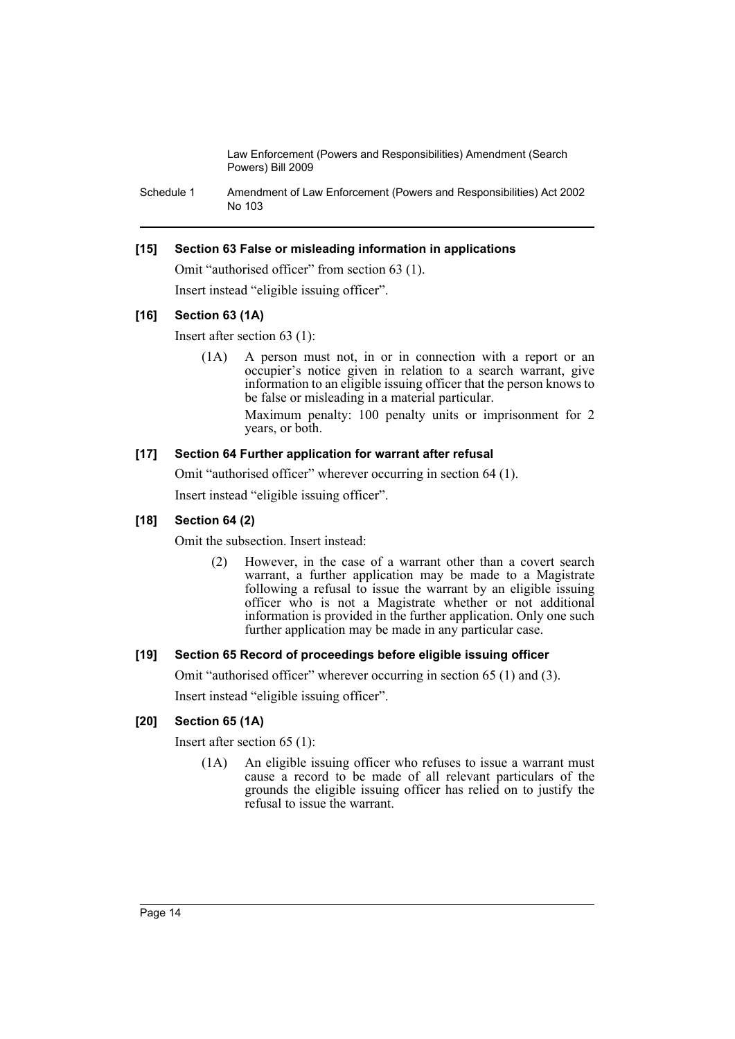### [15] Section 63 False or misleading information in applications

Omit "authorised officer" from section 63 (1).

Insert instead "eligible issuing officer".

### [16] Section 63 (1A)

Insert after section 63 (1):

> (1A) A person must not, in or in connection with a report or an occupier's notice given in relation to a search warrant, give information to an eligible issuing officer that the person knows to be false or misleading in a material particular.
>
> Maximum penalty: 100 penalty units or imprisonment for 2 years, or both.

### [17] Section 64 Further application for warrant after refusal

Omit "authorised officer" wherever occurring in section 64 (1).

Insert instead "eligible issuing officer".

### [18] Section 64 (2)

Omit the subsection. Insert instead:

> (2) However, in the case of a warrant other than a covert search warrant, a further application may be made to a Magistrate following a refusal to issue the warrant by an eligible issuing officer who is not a Magistrate whether or not additional information is provided in the further application. Only one such further application may be made in any particular case.

### [19] Section 65 Record of proceedings before eligible issuing officer

Omit "authorised officer" wherever occurring in section 65 (1) and (3).

Insert instead "eligible issuing officer".

### [20] Section 65 (1A)

Insert after section 65 (1):

> (1A) An eligible issuing officer who refuses to issue a warrant must cause a record to be made of all relevant particulars of the grounds the eligible issuing officer has relied on to justify the refusal to issue the warrant.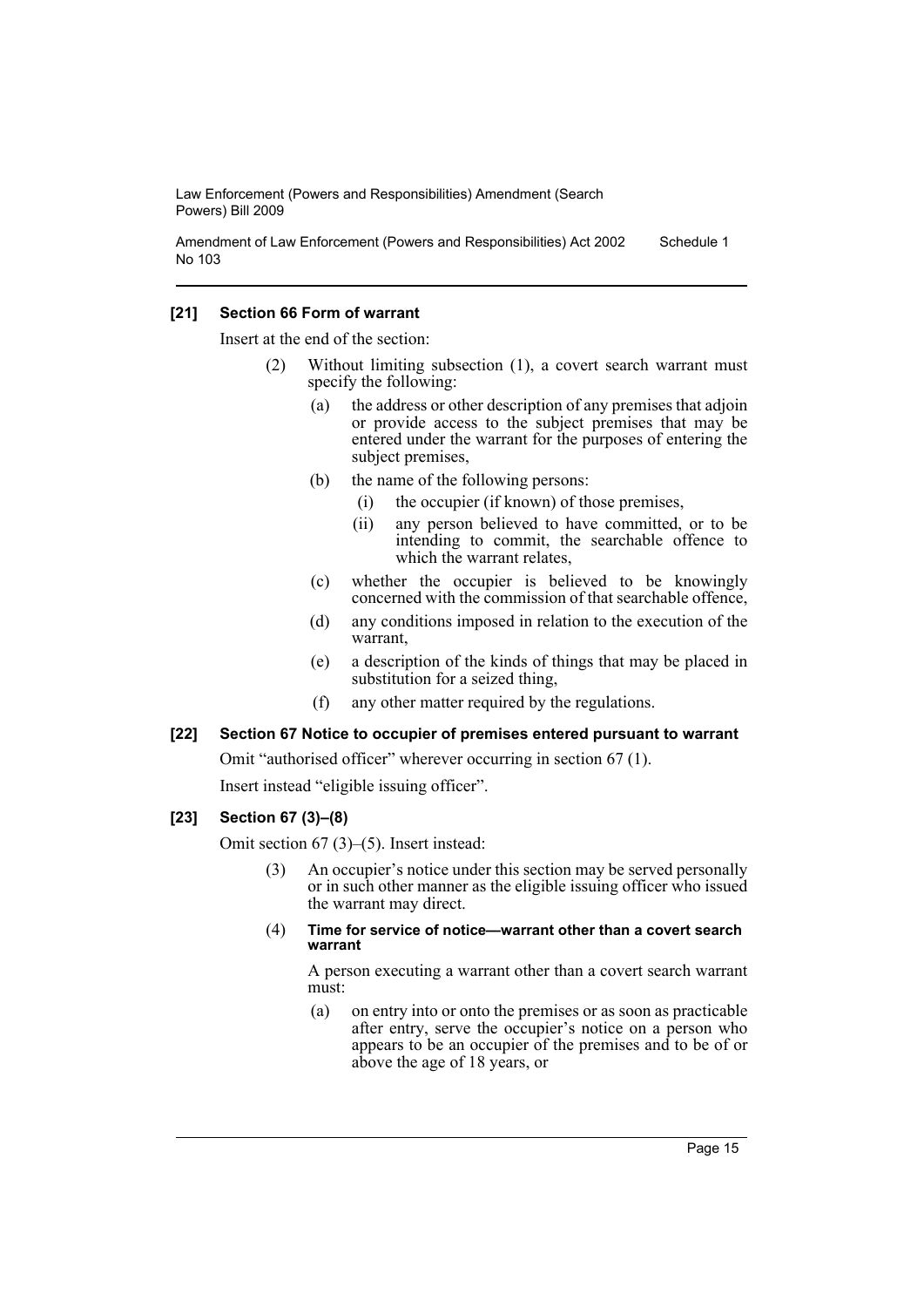### [21] Section 66 Form of warrant

Insert at the end of the section:

(2) Without limiting subsection (1), a covert search warrant must specify the following:

- (a) the address or other description of any premises that adjoin or provide access to the subject premises that may be entered under the warrant for the purposes of entering the subject premises,
- (b) the name of the following persons:
  - (i) the occupier (if known) of those premises,
  - (ii) any person believed to have committed, or to be intending to commit, the searchable offence to which the warrant relates,
- (c) whether the occupier is believed to be knowingly concerned with the commission of that searchable offence,
- (d) any conditions imposed in relation to the execution of the warrant,
- (e) a description of the kinds of things that may be placed in substitution for a seized thing,
- (f) any other matter required by the regulations.

### [22] Section 67 Notice to occupier of premises entered pursuant to warrant

Omit "authorised officer" wherever occurring in section 67 (1).

Insert instead "eligible issuing officer".

### [23] Section 67 (3)–(8)

Omit section 67 (3)–(5). Insert instead:

(3) An occupier's notice under this section may be served personally or in such other manner as the eligible issuing officer who issued the warrant may direct.

(4) **Time for service of notice—warrant other than a covert search warrant**

A person executing a warrant other than a covert search warrant must:

- (a) on entry into or onto the premises or as soon as practicable after entry, serve the occupier's notice on a person who appears to be an occupier of the premises and to be of or above the age of 18 years, or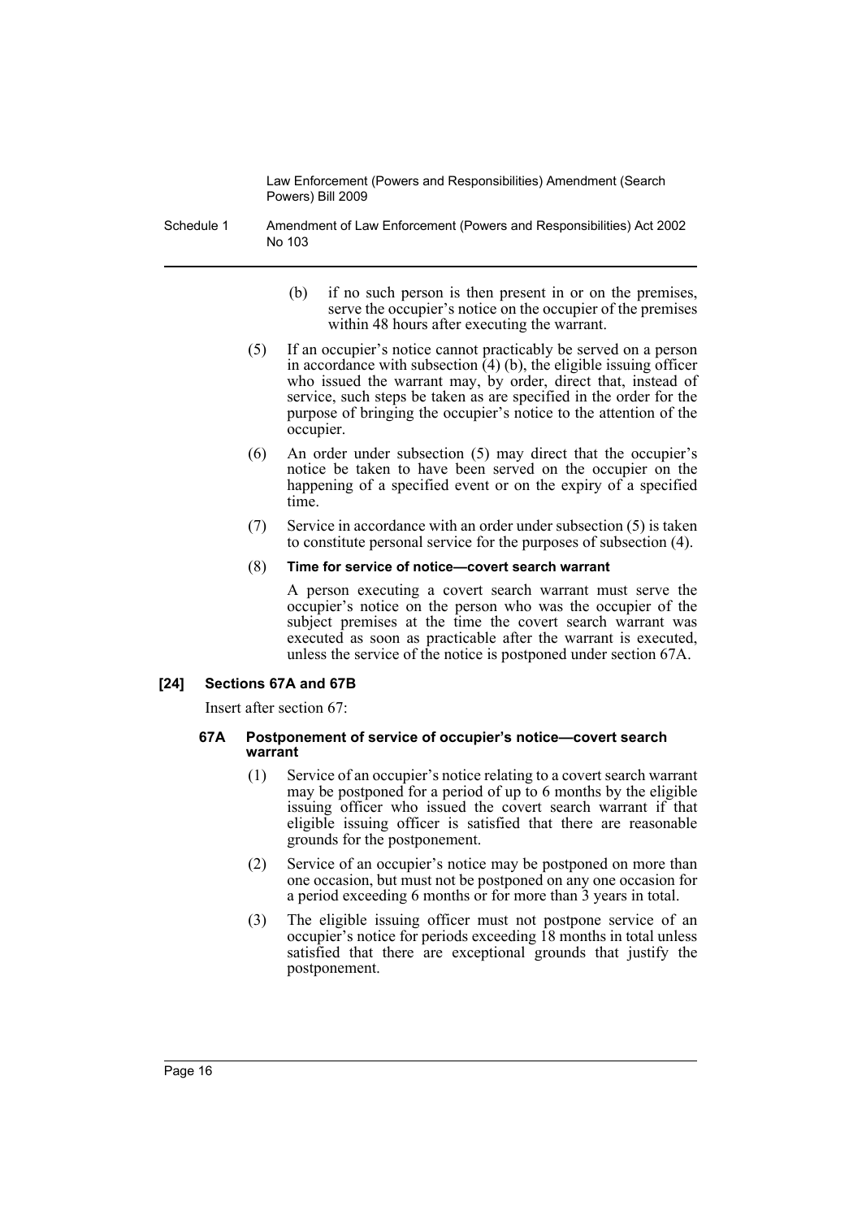(b) if no such person is then present in or on the premises, serve the occupier's notice on the occupier of the premises within 48 hours after executing the warrant.

(5) If an occupier's notice cannot practicably be served on a person in accordance with subsection (4) (b), the eligible issuing officer who issued the warrant may, by order, direct that, instead of service, such steps be taken as are specified in the order for the purpose of bringing the occupier's notice to the attention of the occupier.

(6) An order under subsection (5) may direct that the occupier's notice be taken to have been served on the occupier on the happening of a specified event or on the expiry of a specified time.

(7) Service in accordance with an order under subsection (5) is taken to constitute personal service for the purposes of subsection (4).

(8) **Time for service of notice—covert search warrant**

A person executing a covert search warrant must serve the occupier's notice on the person who was the occupier of the subject premises at the time the covert search warrant was executed as soon as practicable after the warrant is executed, unless the service of the notice is postponed under section 67A.

### [24] Sections 67A and 67B

Insert after section 67:

#### 67A Postponement of service of occupier's notice—covert search warrant

(1) Service of an occupier's notice relating to a covert search warrant may be postponed for a period of up to 6 months by the eligible issuing officer who issued the covert search warrant if that eligible issuing officer is satisfied that there are reasonable grounds for the postponement.

(2) Service of an occupier's notice may be postponed on more than one occasion, but must not be postponed on any one occasion for a period exceeding 6 months or for more than 3 years in total.

(3) The eligible issuing officer must not postpone service of an occupier's notice for periods exceeding 18 months in total unless satisfied that there are exceptional grounds that justify the postponement.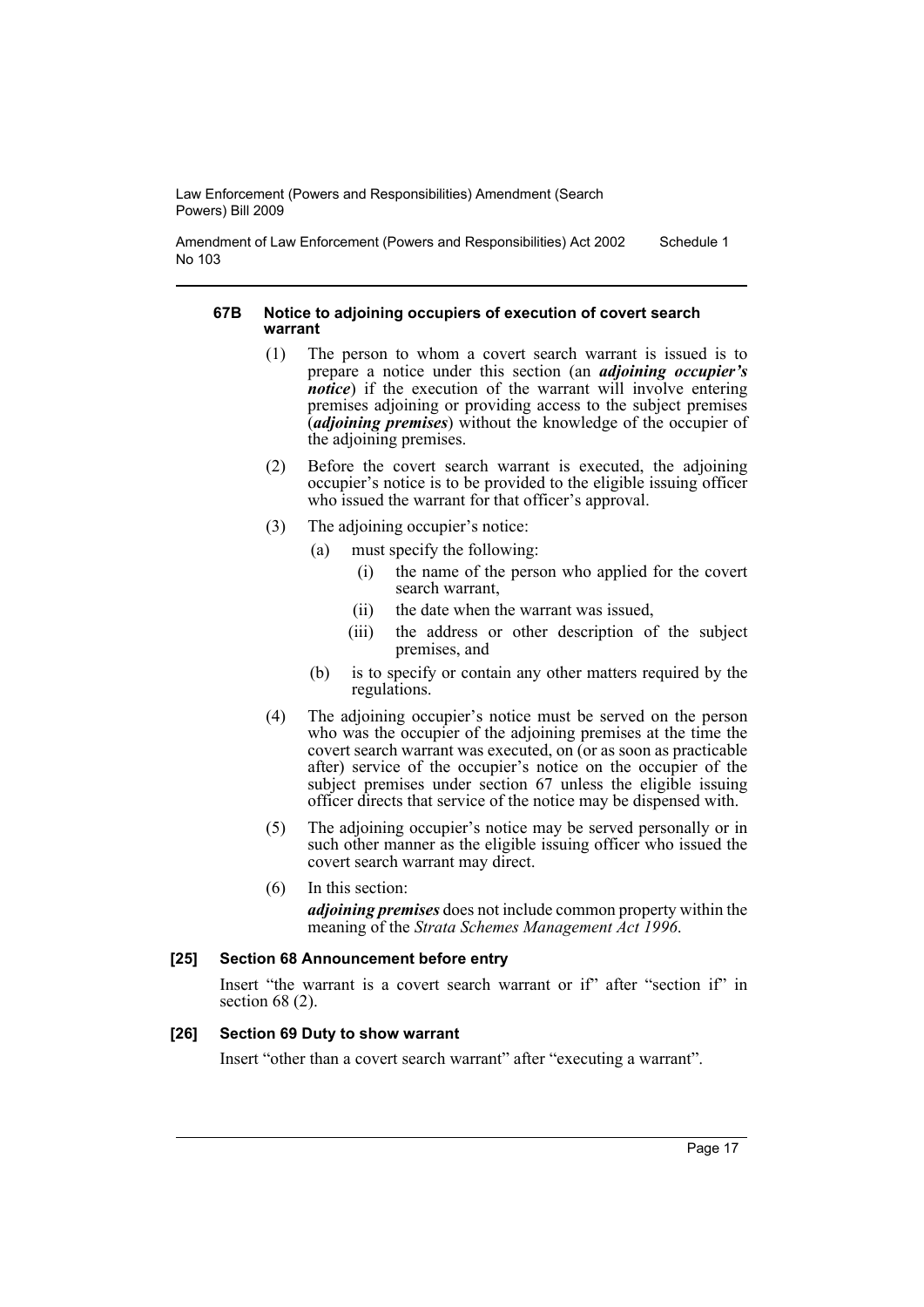#### 67B Notice to adjoining occupiers of execution of covert search warrant

(1) The person to whom a covert search warrant is issued is to prepare a notice under this section (an ***adjoining occupier's notice***) if the execution of the warrant will involve entering premises adjoining or providing access to the subject premises (***adjoining premises***) without the knowledge of the occupier of the adjoining premises.

(2) Before the covert search warrant is executed, the adjoining occupier's notice is to be provided to the eligible issuing officer who issued the warrant for that officer's approval.

(3) The adjoining occupier's notice:

- (a) must specify the following:
  - (i) the name of the person who applied for the covert search warrant,
  - (ii) the date when the warrant was issued,
  - (iii) the address or other description of the subject premises, and
- (b) is to specify or contain any other matters required by the regulations.

(4) The adjoining occupier's notice must be served on the person who was the occupier of the adjoining premises at the time the covert search warrant was executed, on (or as soon as practicable after) service of the occupier's notice on the occupier of the subject premises under section 67 unless the eligible issuing officer directs that service of the notice may be dispensed with.

(5) The adjoining occupier's notice may be served personally or in such other manner as the eligible issuing officer who issued the covert search warrant may direct.

(6) In this section:

***adjoining premises*** does not include common property within the meaning of the *Strata Schemes Management Act 1996*.

#### [25] Section 68 Announcement before entry

Insert "the warrant is a covert search warrant or if" after "section if" in section 68 (2).

#### [26] Section 69 Duty to show warrant

Insert "other than a covert search warrant" after "executing a warrant".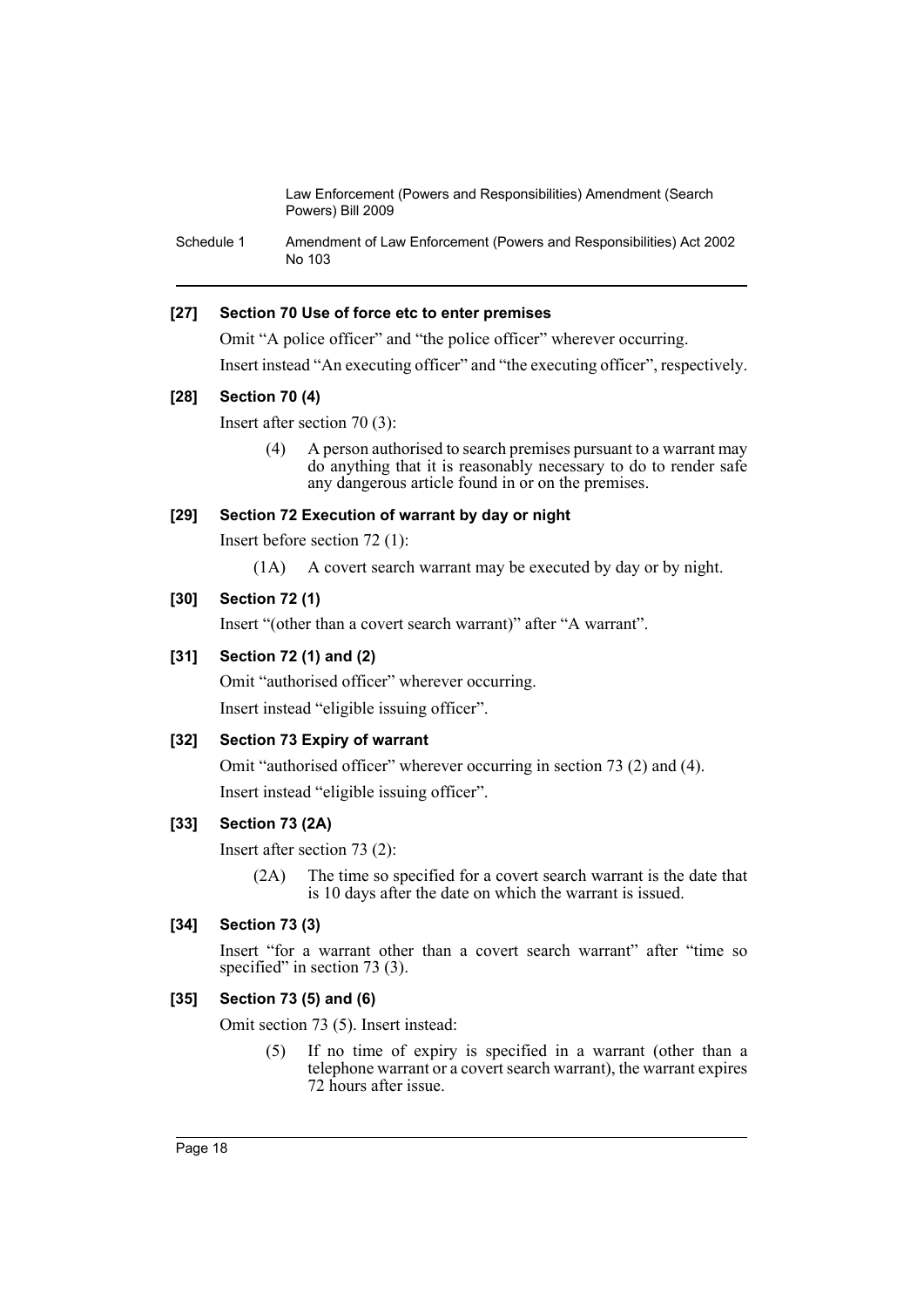**[27] Section 70 Use of force etc to enter premises**

Omit "A police officer" and "the police officer" wherever occurring.

Insert instead "An executing officer" and "the executing officer", respectively.

**[28] Section 70 (4)**

Insert after section 70 (3):

> (4) A person authorised to search premises pursuant to a warrant may do anything that it is reasonably necessary to do to render safe any dangerous article found in or on the premises.

**[29] Section 72 Execution of warrant by day or night**

Insert before section 72 (1):

> (1A) A covert search warrant may be executed by day or by night.

**[30] Section 72 (1)**

Insert "(other than a covert search warrant)" after "A warrant".

**[31] Section 72 (1) and (2)**

Omit "authorised officer" wherever occurring.

Insert instead "eligible issuing officer".

**[32] Section 73 Expiry of warrant**

Omit "authorised officer" wherever occurring in section 73 (2) and (4).

Insert instead "eligible issuing officer".

**[33] Section 73 (2A)**

Insert after section 73 (2):

> (2A) The time so specified for a covert search warrant is the date that is 10 days after the date on which the warrant is issued.

**[34] Section 73 (3)**

Insert "for a warrant other than a covert search warrant" after "time so specified" in section 73 (3).

**[35] Section 73 (5) and (6)**

Omit section 73 (5). Insert instead:

> (5) If no time of expiry is specified in a warrant (other than a telephone warrant or a covert search warrant), the warrant expires 72 hours after issue.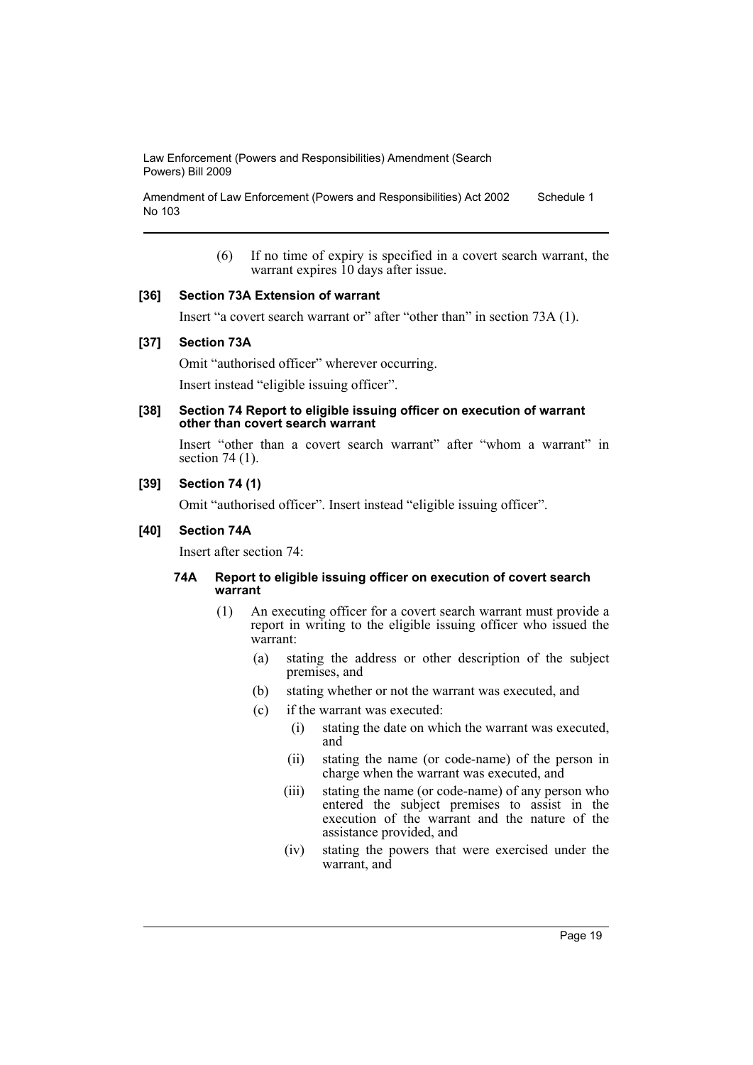(6) If no time of expiry is specified in a covert search warrant, the warrant expires 10 days after issue.

**[36] Section 73A Extension of warrant**

Insert "a covert search warrant or" after "other than" in section 73A (1).

**[37] Section 73A**

Omit "authorised officer" wherever occurring.

Insert instead "eligible issuing officer".

**[38] Section 74 Report to eligible issuing officer on execution of warrant other than covert search warrant**

Insert "other than a covert search warrant" after "whom a warrant" in section 74 (1).

**[39] Section 74 (1)**

Omit "authorised officer". Insert instead "eligible issuing officer".

**[40] Section 74A**

Insert after section 74:

**74A Report to eligible issuing officer on execution of covert search warrant**

(1) An executing officer for a covert search warrant must provide a report in writing to the eligible issuing officer who issued the warrant:

- (a) stating the address or other description of the subject premises, and
- (b) stating whether or not the warrant was executed, and
- (c) if the warrant was executed:
  - (i) stating the date on which the warrant was executed, and
  - (ii) stating the name (or code-name) of the person in charge when the warrant was executed, and
  - (iii) stating the name (or code-name) of any person who entered the subject premises to assist in the execution of the warrant and the nature of the assistance provided, and
  - (iv) stating the powers that were exercised under the warrant, and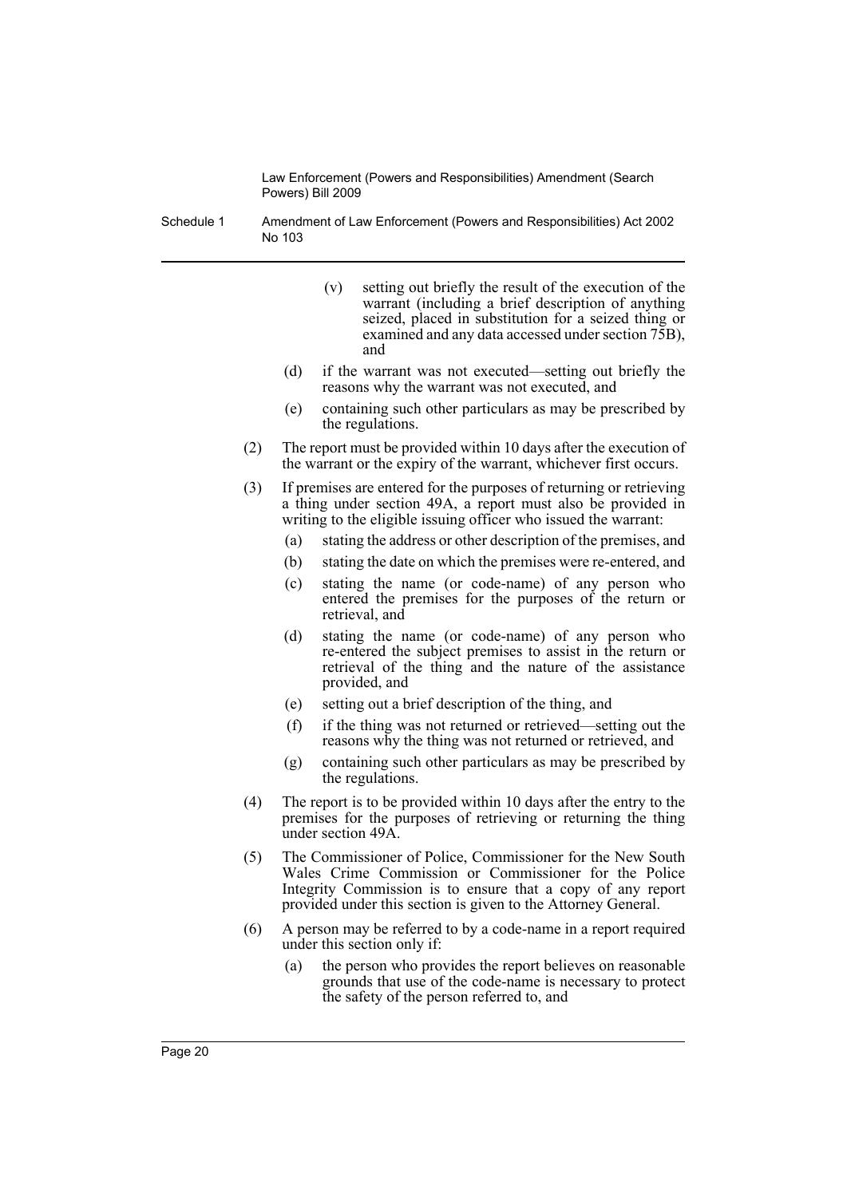(v) setting out briefly the result of the execution of the warrant (including a brief description of anything seized, placed in substitution for a seized thing or examined and any data accessed under section 75B), and

(d) if the warrant was not executed—setting out briefly the reasons why the warrant was not executed, and

(e) containing such other particulars as may be prescribed by the regulations.

(2) The report must be provided within 10 days after the execution of the warrant or the expiry of the warrant, whichever first occurs.

(3) If premises are entered for the purposes of returning or retrieving a thing under section 49A, a report must also be provided in writing to the eligible issuing officer who issued the warrant:

(a) stating the address or other description of the premises, and

(b) stating the date on which the premises were re-entered, and

(c) stating the name (or code-name) of any person who entered the premises for the purposes of the return or retrieval, and

(d) stating the name (or code-name) of any person who re-entered the subject premises to assist in the return or retrieval of the thing and the nature of the assistance provided, and

(e) setting out a brief description of the thing, and

(f) if the thing was not returned or retrieved—setting out the reasons why the thing was not returned or retrieved, and

(g) containing such other particulars as may be prescribed by the regulations.

(4) The report is to be provided within 10 days after the entry to the premises for the purposes of retrieving or returning the thing under section 49A.

(5) The Commissioner of Police, Commissioner for the New South Wales Crime Commission or Commissioner for the Police Integrity Commission is to ensure that a copy of any report provided under this section is given to the Attorney General.

(6) A person may be referred to by a code-name in a report required under this section only if:

(a) the person who provides the report believes on reasonable grounds that use of the code-name is necessary to protect the safety of the person referred to, and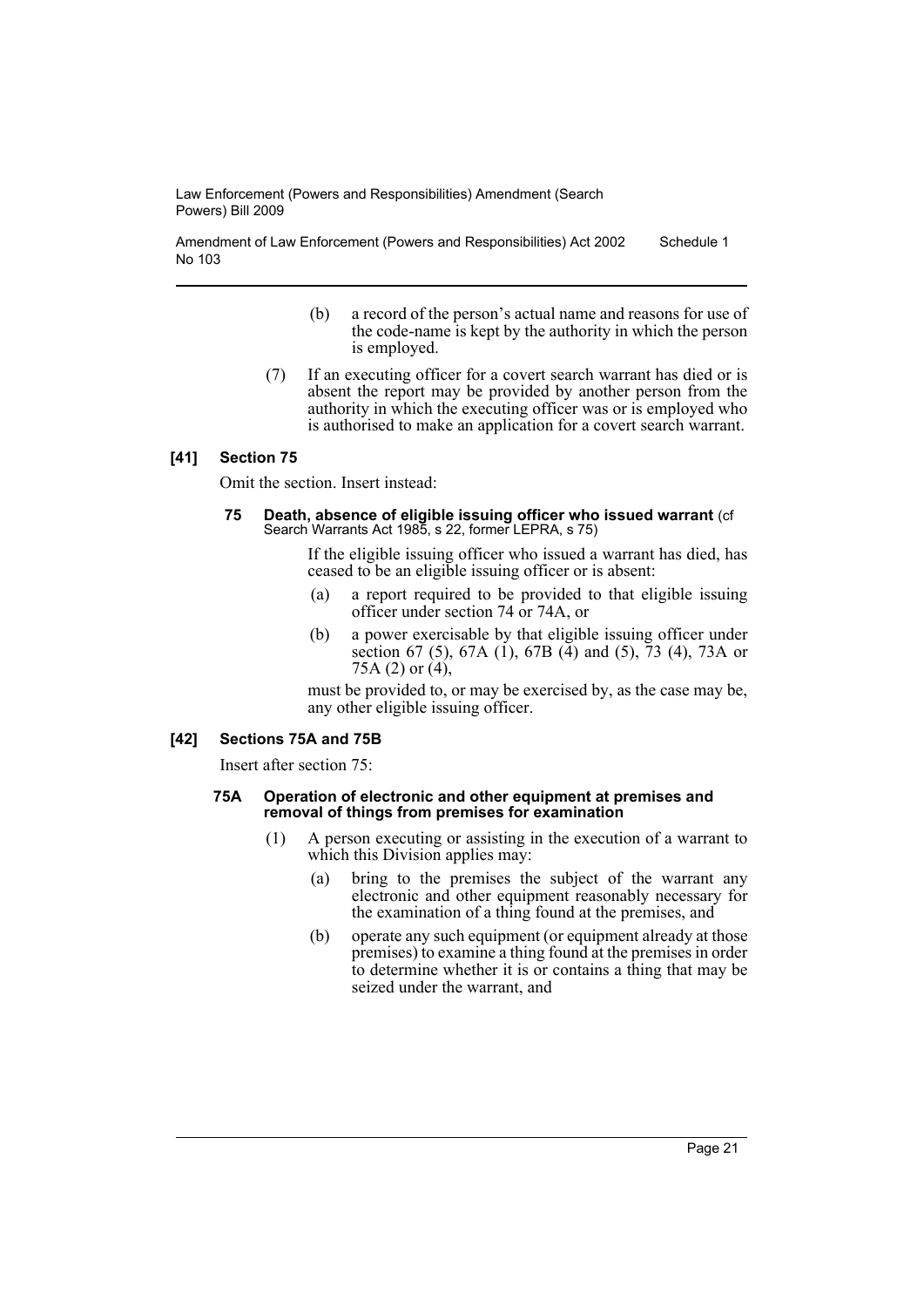(b) a record of the person's actual name and reasons for use of the code-name is kept by the authority in which the person is employed.

(7) If an executing officer for a covert search warrant has died or is absent the report may be provided by another person from the authority in which the executing officer was or is employed who is authorised to make an application for a covert search warrant.

### [41] Section 75

Omit the section. Insert instead:

#### 75 Death, absence of eligible issuing officer who issued warrant (cf Search Warrants Act 1985, s 22, former LEPRA, s 75)

If the eligible issuing officer who issued a warrant has died, has ceased to be an eligible issuing officer or is absent:

(a) a report required to be provided to that eligible issuing officer under section 74 or 74A, or

(b) a power exercisable by that eligible issuing officer under section 67 (5), 67A (1), 67B (4) and (5), 73 (4), 73A or 75A (2) or (4),

must be provided to, or may be exercised by, as the case may be, any other eligible issuing officer.

### [42] Sections 75A and 75B

Insert after section 75:

#### 75A Operation of electronic and other equipment at premises and removal of things from premises for examination

(1) A person executing or assisting in the execution of a warrant to which this Division applies may:

(a) bring to the premises the subject of the warrant any electronic and other equipment reasonably necessary for the examination of a thing found at the premises, and

(b) operate any such equipment (or equipment already at those premises) to examine a thing found at the premises in order to determine whether it is or contains a thing that may be seized under the warrant, and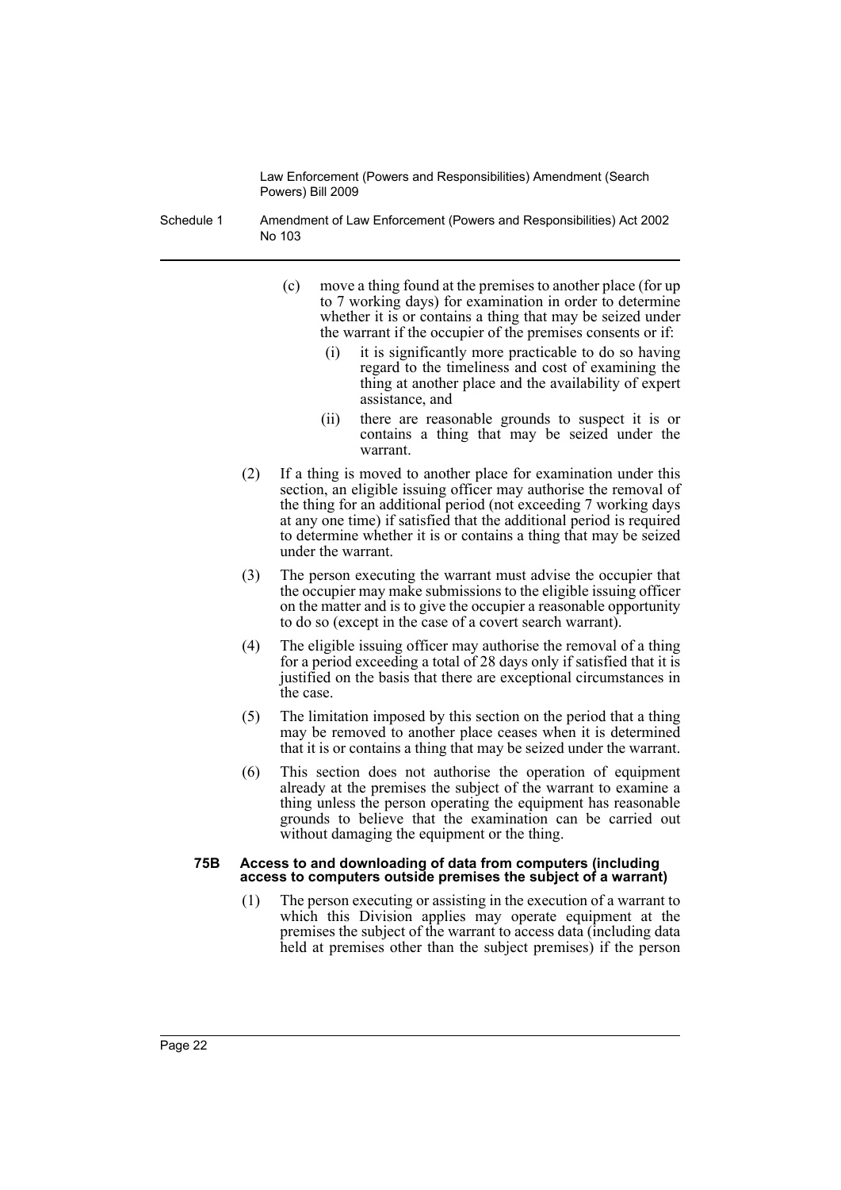(c) move a thing found at the premises to another place (for up to 7 working days) for examination in order to determine whether it is or contains a thing that may be seized under the warrant if the occupier of the premises consents or if:

(i) it is significantly more practicable to do so having regard to the timeliness and cost of examining the thing at another place and the availability of expert assistance, and

(ii) there are reasonable grounds to suspect it is or contains a thing that may be seized under the warrant.

(2) If a thing is moved to another place for examination under this section, an eligible issuing officer may authorise the removal of the thing for an additional period (not exceeding 7 working days at any one time) if satisfied that the additional period is required to determine whether it is or contains a thing that may be seized under the warrant.

(3) The person executing the warrant must advise the occupier that the occupier may make submissions to the eligible issuing officer on the matter and is to give the occupier a reasonable opportunity to do so (except in the case of a covert search warrant).

(4) The eligible issuing officer may authorise the removal of a thing for a period exceeding a total of 28 days only if satisfied that it is justified on the basis that there are exceptional circumstances in the case.

(5) The limitation imposed by this section on the period that a thing may be removed to another place ceases when it is determined that it is or contains a thing that may be seized under the warrant.

(6) This section does not authorise the operation of equipment already at the premises the subject of the warrant to examine a thing unless the person operating the equipment has reasonable grounds to believe that the examination can be carried out without damaging the equipment or the thing.

**75B Access to and downloading of data from computers (including access to computers outside premises the subject of a warrant)**

(1) The person executing or assisting in the execution of a warrant to which this Division applies may operate equipment at the premises the subject of the warrant to access data (including data held at premises other than the subject premises) if the person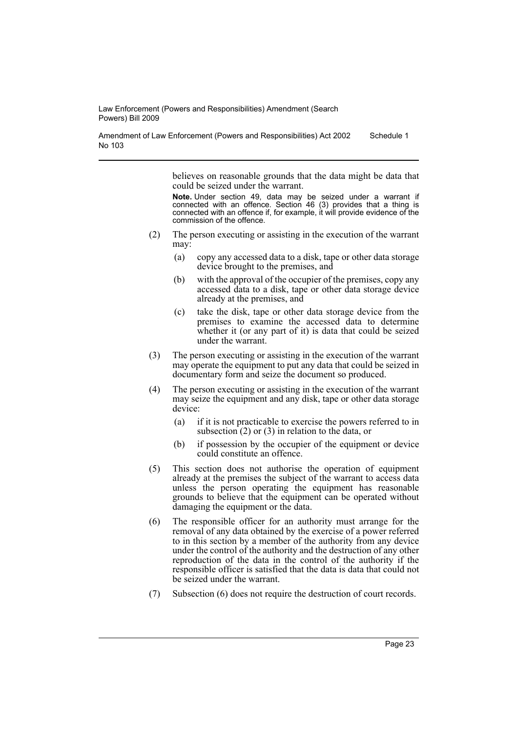believes on reasonable grounds that the data might be data that could be seized under the warrant.

**Note.** Under section 49, data may be seized under a warrant if connected with an offence. Section 46 (3) provides that a thing is connected with an offence if, for example, it will provide evidence of the commission of the offence.

(2) The person executing or assisting in the execution of the warrant may:

(a) copy any accessed data to a disk, tape or other data storage device brought to the premises, and

(b) with the approval of the occupier of the premises, copy any accessed data to a disk, tape or other data storage device already at the premises, and

(c) take the disk, tape or other data storage device from the premises to examine the accessed data to determine whether it (or any part of it) is data that could be seized under the warrant.

(3) The person executing or assisting in the execution of the warrant may operate the equipment to put any data that could be seized in documentary form and seize the document so produced.

(4) The person executing or assisting in the execution of the warrant may seize the equipment and any disk, tape or other data storage device:

(a) if it is not practicable to exercise the powers referred to in subsection (2) or (3) in relation to the data, or

(b) if possession by the occupier of the equipment or device could constitute an offence.

(5) This section does not authorise the operation of equipment already at the premises the subject of the warrant to access data unless the person operating the equipment has reasonable grounds to believe that the equipment can be operated without damaging the equipment or the data.

(6) The responsible officer for an authority must arrange for the removal of any data obtained by the exercise of a power referred to in this section by a member of the authority from any device under the control of the authority and the destruction of any other reproduction of the data in the control of the authority if the responsible officer is satisfied that the data is data that could not be seized under the warrant.

(7) Subsection (6) does not require the destruction of court records.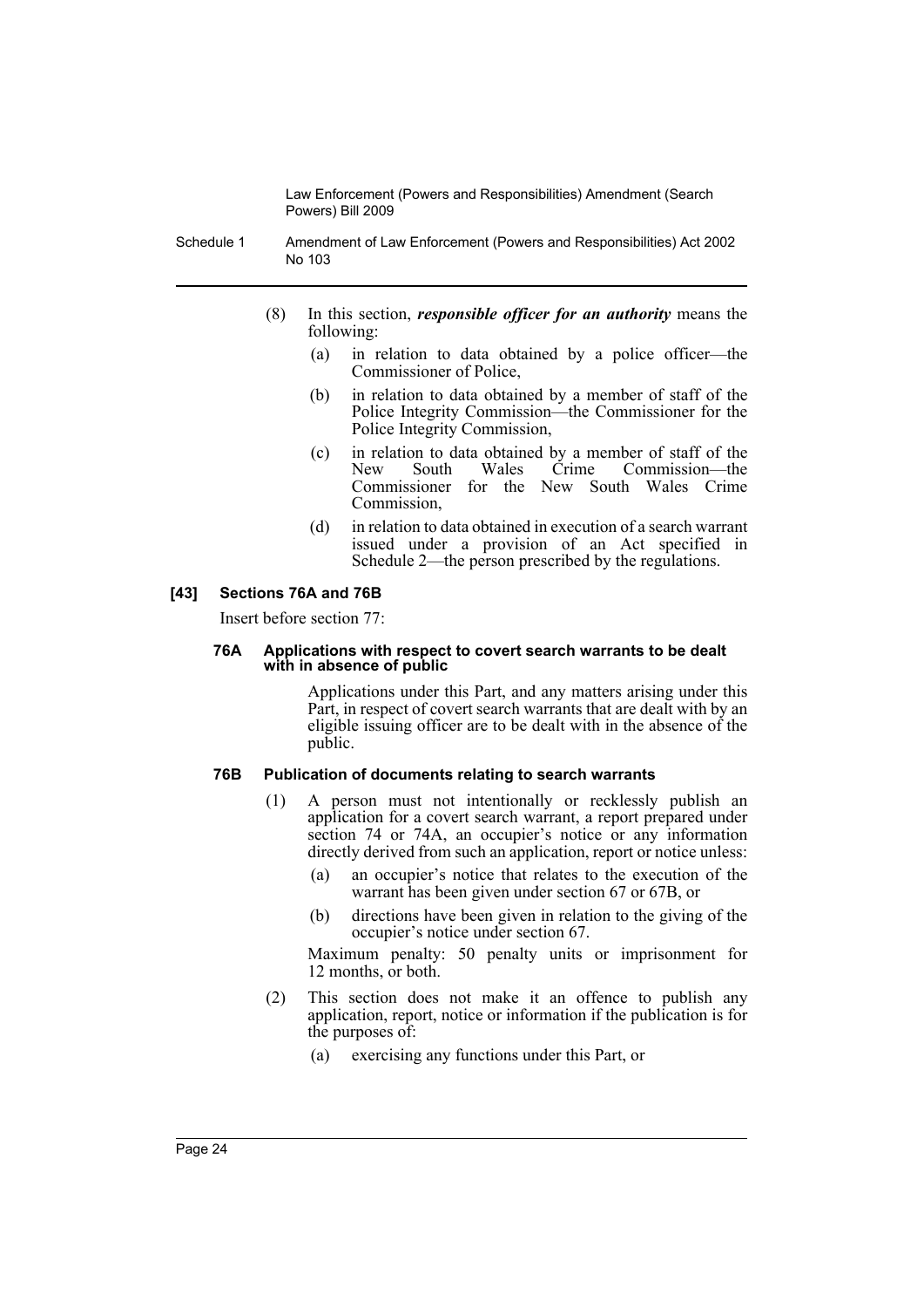(8) In this section, ***responsible officer for an authority*** means the following:

- (a) in relation to data obtained by a police officer—the Commissioner of Police,
- (b) in relation to data obtained by a member of staff of the Police Integrity Commission—the Commissioner for the Police Integrity Commission,
- (c) in relation to data obtained by a member of staff of the New South Wales Crime Commission—the Commissioner for the New South Wales Crime Commission,
- (d) in relation to data obtained in execution of a search warrant issued under a provision of an Act specified in Schedule 2—the person prescribed by the regulations.

### [43] Sections 76A and 76B

Insert before section 77:

#### 76A Applications with respect to covert search warrants to be dealt with in absence of public

Applications under this Part, and any matters arising under this Part, in respect of covert search warrants that are dealt with by an eligible issuing officer are to be dealt with in the absence of the public.

#### 76B Publication of documents relating to search warrants

(1) A person must not intentionally or recklessly publish an application for a covert search warrant, a report prepared under section 74 or 74A, an occupier's notice or any information directly derived from such an application, report or notice unless:

- (a) an occupier's notice that relates to the execution of the warrant has been given under section 67 or 67B, or
- (b) directions have been given in relation to the giving of the occupier's notice under section 67.

Maximum penalty: 50 penalty units or imprisonment for 12 months, or both.

(2) This section does not make it an offence to publish any application, report, notice or information if the publication is for the purposes of:

- (a) exercising any functions under this Part, or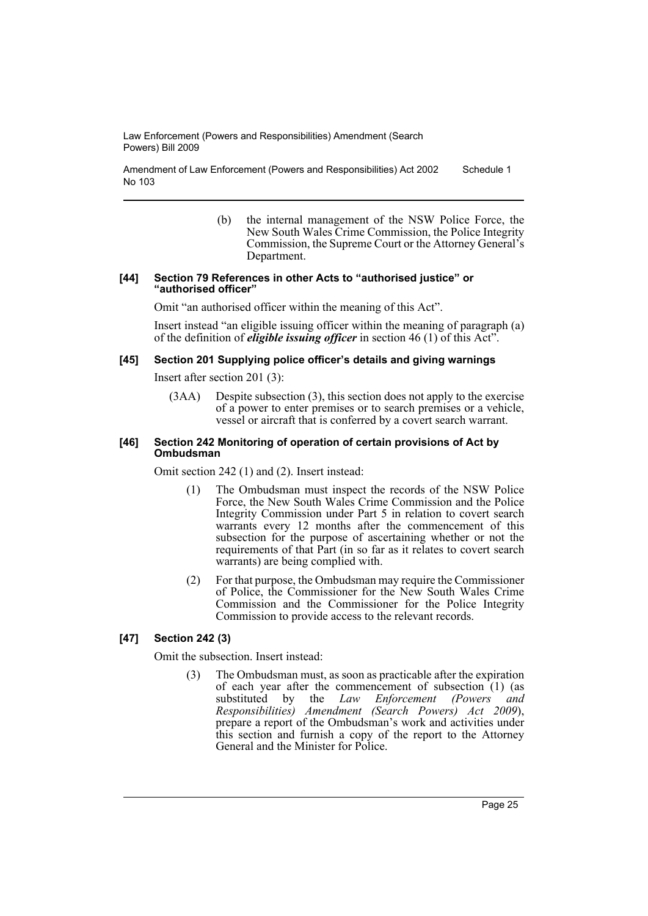(b) the internal management of the NSW Police Force, the New South Wales Crime Commission, the Police Integrity Commission, the Supreme Court or the Attorney General's Department.

#### [44] Section 79 References in other Acts to "authorised justice" or "authorised officer"

Omit "an authorised officer within the meaning of this Act".

Insert instead "an eligible issuing officer within the meaning of paragraph (a) of the definition of ***eligible issuing officer*** in section 46 (1) of this Act".

#### [45] Section 201 Supplying police officer's details and giving warnings

Insert after section 201 (3):

(3AA) Despite subsection (3), this section does not apply to the exercise of a power to enter premises or to search premises or a vehicle, vessel or aircraft that is conferred by a covert search warrant.

#### [46] Section 242 Monitoring of operation of certain provisions of Act by Ombudsman

Omit section 242 (1) and (2). Insert instead:

(1) The Ombudsman must inspect the records of the NSW Police Force, the New South Wales Crime Commission and the Police Integrity Commission under Part 5 in relation to covert search warrants every 12 months after the commencement of this subsection for the purpose of ascertaining whether or not the requirements of that Part (in so far as it relates to covert search warrants) are being complied with.

(2) For that purpose, the Ombudsman may require the Commissioner of Police, the Commissioner for the New South Wales Crime Commission and the Commissioner for the Police Integrity Commission to provide access to the relevant records.

#### [47] Section 242 (3)

Omit the subsection. Insert instead:

(3) The Ombudsman must, as soon as practicable after the expiration of each year after the commencement of subsection (1) (as substituted by the *Law Enforcement (Powers and Responsibilities) Amendment (Search Powers) Act 2009*), prepare a report of the Ombudsman's work and activities under this section and furnish a copy of the report to the Attorney General and the Minister for Police.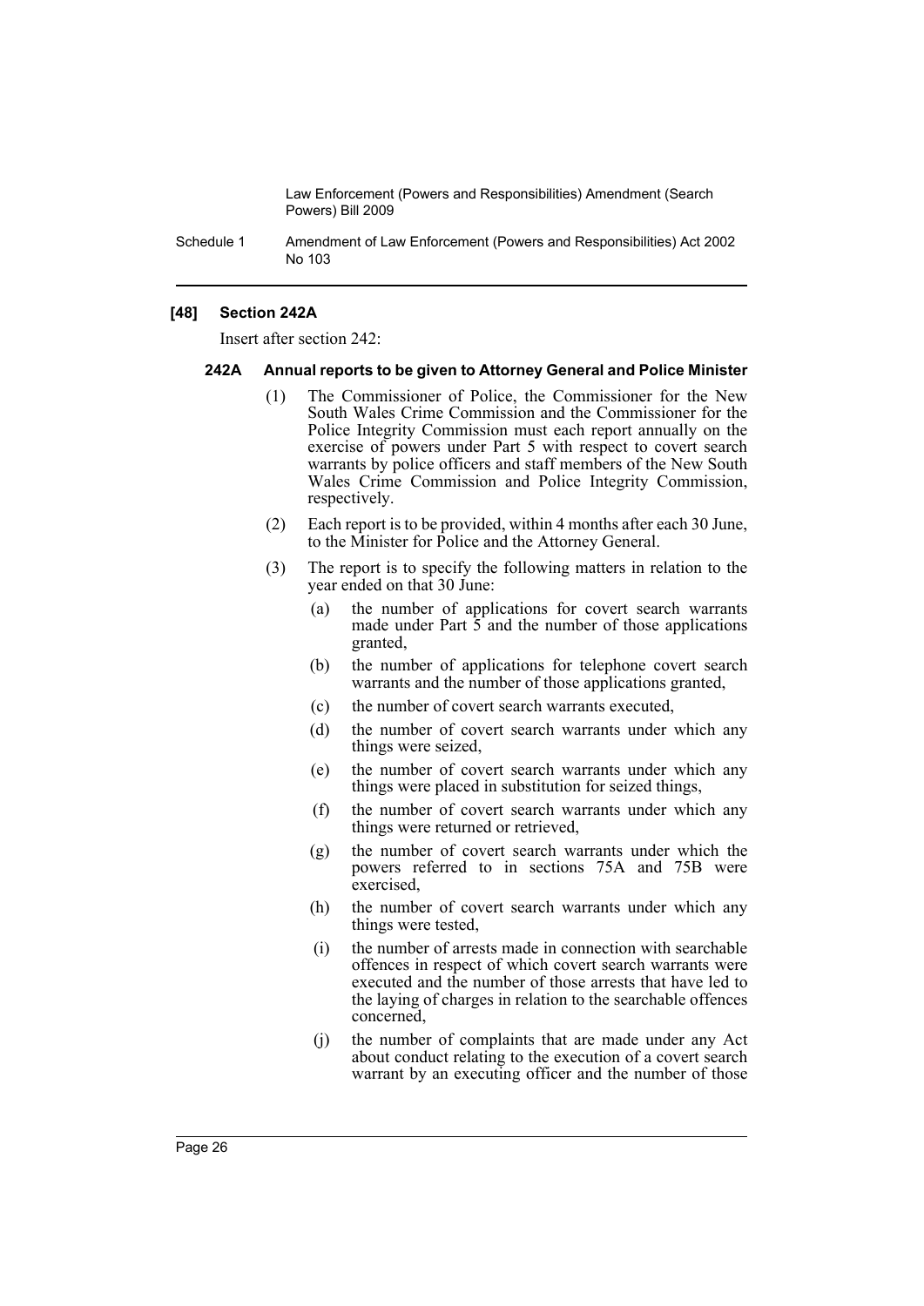**[48] Section 242A**

Insert after section 242:

**242A Annual reports to be given to Attorney General and Police Minister**

(1) The Commissioner of Police, the Commissioner for the New South Wales Crime Commission and the Commissioner for the Police Integrity Commission must each report annually on the exercise of powers under Part 5 with respect to covert search warrants by police officers and staff members of the New South Wales Crime Commission and Police Integrity Commission, respectively.

(2) Each report is to be provided, within 4 months after each 30 June, to the Minister for Police and the Attorney General.

(3) The report is to specify the following matters in relation to the year ended on that 30 June:

(a) the number of applications for covert search warrants made under Part 5 and the number of those applications granted,

(b) the number of applications for telephone covert search warrants and the number of those applications granted,

(c) the number of covert search warrants executed,

(d) the number of covert search warrants under which any things were seized,

(e) the number of covert search warrants under which any things were placed in substitution for seized things,

(f) the number of covert search warrants under which any things were returned or retrieved,

(g) the number of covert search warrants under which the powers referred to in sections 75A and 75B were exercised,

(h) the number of covert search warrants under which any things were tested,

(i) the number of arrests made in connection with searchable offences in respect of which covert search warrants were executed and the number of those arrests that have led to the laying of charges in relation to the searchable offences concerned,

(j) the number of complaints that are made under any Act about conduct relating to the execution of a covert search warrant by an executing officer and the number of those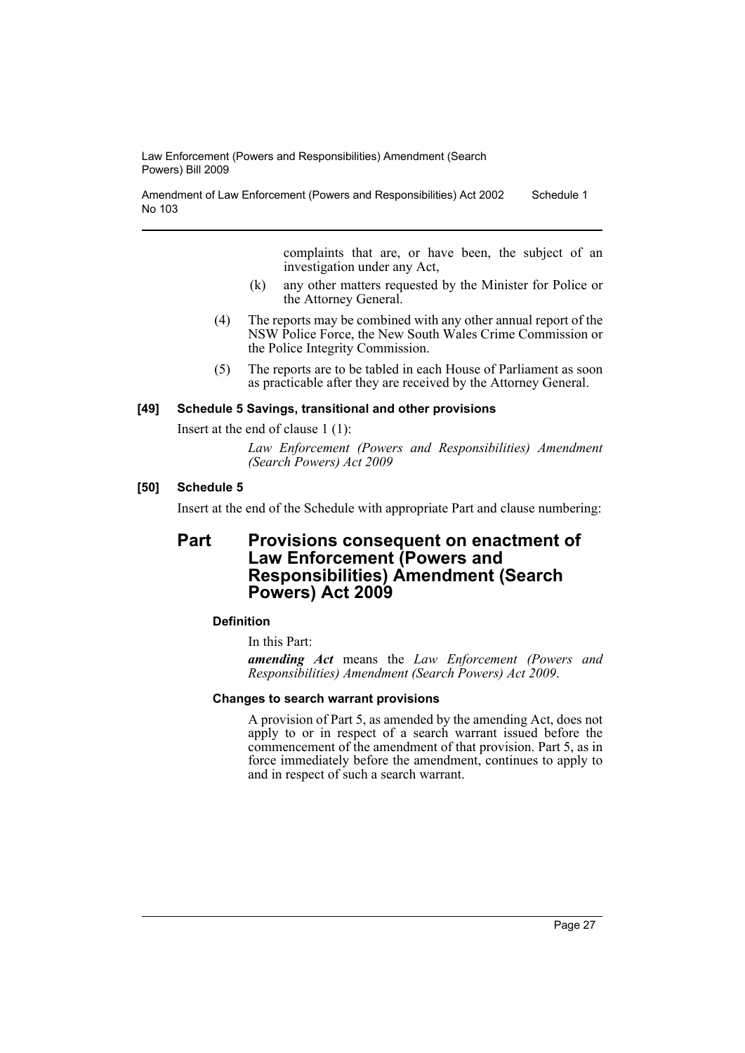complaints that are, or have been, the subject of an investigation under any Act,

(k) any other matters requested by the Minister for Police or the Attorney General.

(4) The reports may be combined with any other annual report of the NSW Police Force, the New South Wales Crime Commission or the Police Integrity Commission.

(5) The reports are to be tabled in each House of Parliament as soon as practicable after they are received by the Attorney General.

#### [49] Schedule 5 Savings, transitional and other provisions

Insert at the end of clause 1 (1):

*Law Enforcement (Powers and Responsibilities) Amendment (Search Powers) Act 2009*

#### [50] Schedule 5

Insert at the end of the Schedule with appropriate Part and clause numbering:

## Part Provisions consequent on enactment of Law Enforcement (Powers and Responsibilities) Amendment (Search Powers) Act 2009

#### Definition

In this Part:

***amending Act*** means the *Law Enforcement (Powers and Responsibilities) Amendment (Search Powers) Act 2009*.

#### Changes to search warrant provisions

A provision of Part 5, as amended by the amending Act, does not apply to or in respect of a search warrant issued before the commencement of the amendment of that provision. Part 5, as in force immediately before the amendment, continues to apply to and in respect of such a search warrant.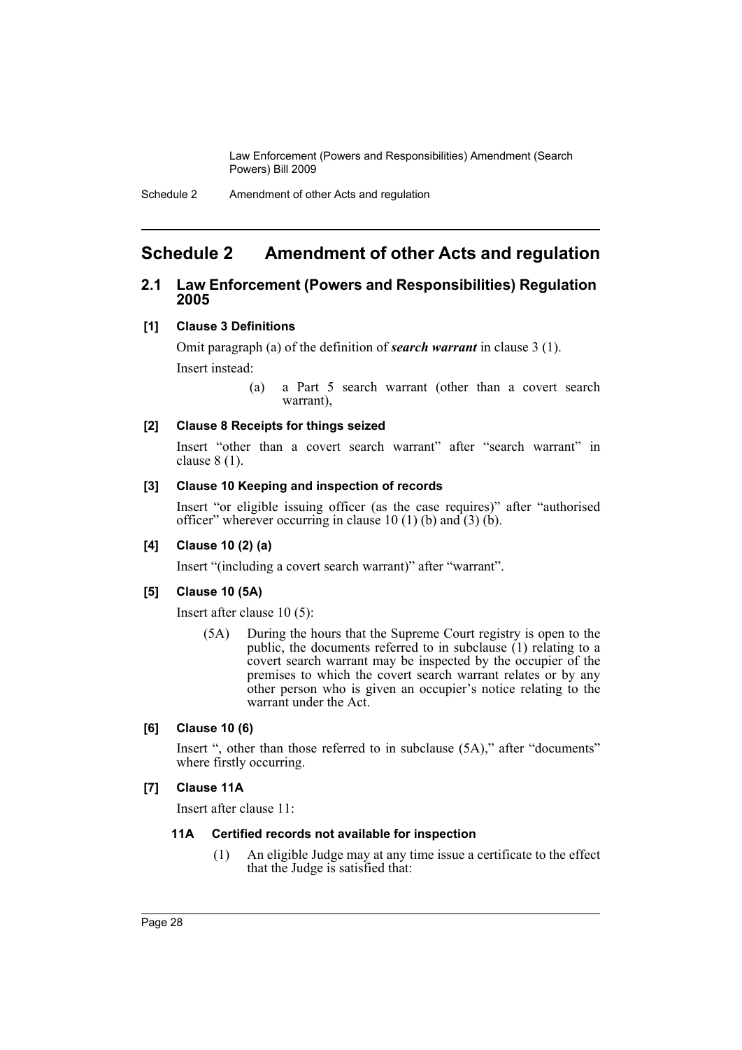# Schedule 2 Amendment of other Acts and regulation

## 2.1 Law Enforcement (Powers and Responsibilities) Regulation 2005

### [1] Clause 3 Definitions

Omit paragraph (a) of the definition of ***search warrant*** in clause 3 (1).

Insert instead:

> (a) a Part 5 search warrant (other than a covert search warrant),

### [2] Clause 8 Receipts for things seized

Insert "other than a covert search warrant" after "search warrant" in clause 8 (1).

### [3] Clause 10 Keeping and inspection of records

Insert "or eligible issuing officer (as the case requires)" after "authorised officer" wherever occurring in clause 10 (1) (b) and (3) (b).

### [4] Clause 10 (2) (a)

Insert "(including a covert search warrant)" after "warrant".

### [5] Clause 10 (5A)

Insert after clause 10 (5):

> (5A) During the hours that the Supreme Court registry is open to the public, the documents referred to in subclause (1) relating to a covert search warrant may be inspected by the occupier of the premises to which the covert search warrant relates or by any other person who is given an occupier's notice relating to the warrant under the Act.

### [6] Clause 10 (6)

Insert ", other than those referred to in subclause (5A)," after "documents" where firstly occurring.

### [7] Clause 11A

Insert after clause 11:

> **11A Certified records not available for inspection**
>
> (1) An eligible Judge may at any time issue a certificate to the effect that the Judge is satisfied that: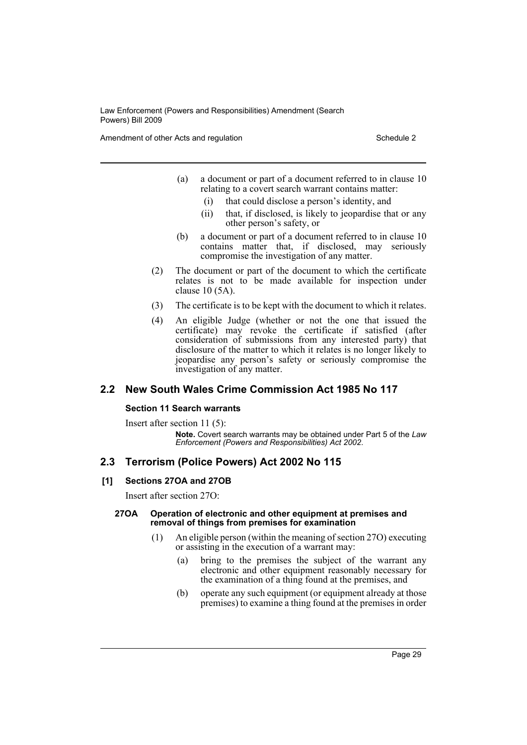(a) a document or part of a document referred to in clause 10 relating to a covert search warrant contains matter:

(i) that could disclose a person's identity, and

(ii) that, if disclosed, is likely to jeopardise that or any other person's safety, or

(b) a document or part of a document referred to in clause 10 contains matter that, if disclosed, may seriously compromise the investigation of any matter.

(2) The document or part of the document to which the certificate relates is not to be made available for inspection under clause 10 (5A).

(3) The certificate is to be kept with the document to which it relates.

(4) An eligible Judge (whether or not the one that issued the certificate) may revoke the certificate if satisfied (after consideration of submissions from any interested party) that disclosure of the matter to which it relates is no longer likely to jeopardise any person's safety or seriously compromise the investigation of any matter.

## 2.2 New South Wales Crime Commission Act 1985 No 117

### Section 11 Search warrants

Insert after section 11 (5):

**Note.** Covert search warrants may be obtained under Part 5 of the *Law Enforcement (Powers and Responsibilities) Act 2002*.

## 2.3 Terrorism (Police Powers) Act 2002 No 115

### [1] Sections 27OA and 27OB

Insert after section 27O:

#### 27OA Operation of electronic and other equipment at premises and removal of things from premises for examination

(1) An eligible person (within the meaning of section 27O) executing or assisting in the execution of a warrant may:

(a) bring to the premises the subject of the warrant any electronic and other equipment reasonably necessary for the examination of a thing found at the premises, and

(b) operate any such equipment (or equipment already at those premises) to examine a thing found at the premises in order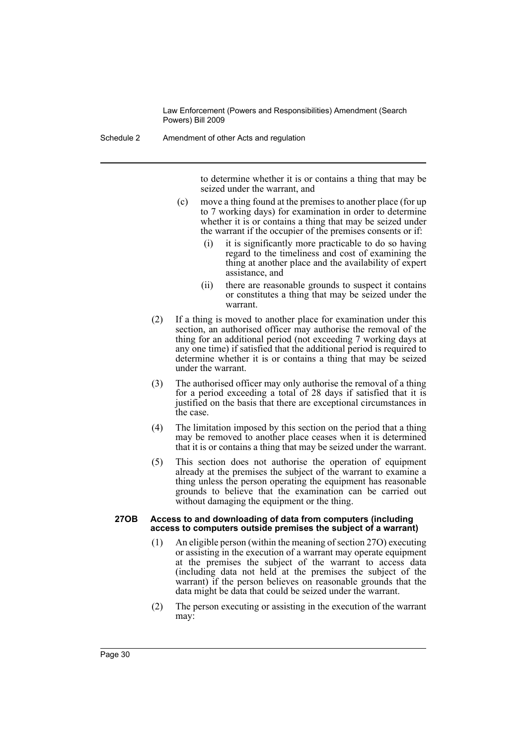to determine whether it is or contains a thing that may be seized under the warrant, and

(c) move a thing found at the premises to another place (for up to 7 working days) for examination in order to determine whether it is or contains a thing that may be seized under the warrant if the occupier of the premises consents or if:

  (i) it is significantly more practicable to do so having regard to the timeliness and cost of examining the thing at another place and the availability of expert assistance, and

  (ii) there are reasonable grounds to suspect it contains or constitutes a thing that may be seized under the warrant.

(2) If a thing is moved to another place for examination under this section, an authorised officer may authorise the removal of the thing for an additional period (not exceeding 7 working days at any one time) if satisfied that the additional period is required to determine whether it is or contains a thing that may be seized under the warrant.

(3) The authorised officer may only authorise the removal of a thing for a period exceeding a total of 28 days if satisfied that it is justified on the basis that there are exceptional circumstances in the case.

(4) The limitation imposed by this section on the period that a thing may be removed to another place ceases when it is determined that it is or contains a thing that may be seized under the warrant.

(5) This section does not authorise the operation of equipment already at the premises the subject of the warrant to examine a thing unless the person operating the equipment has reasonable grounds to believe that the examination can be carried out without damaging the equipment or the thing.

**27OB Access to and downloading of data from computers (including access to computers outside premises the subject of a warrant)**

(1) An eligible person (within the meaning of section 27O) executing or assisting in the execution of a warrant may operate equipment at the premises the subject of the warrant to access data (including data not held at the premises the subject of the warrant) if the person believes on reasonable grounds that the data might be data that could be seized under the warrant.

(2) The person executing or assisting in the execution of the warrant may: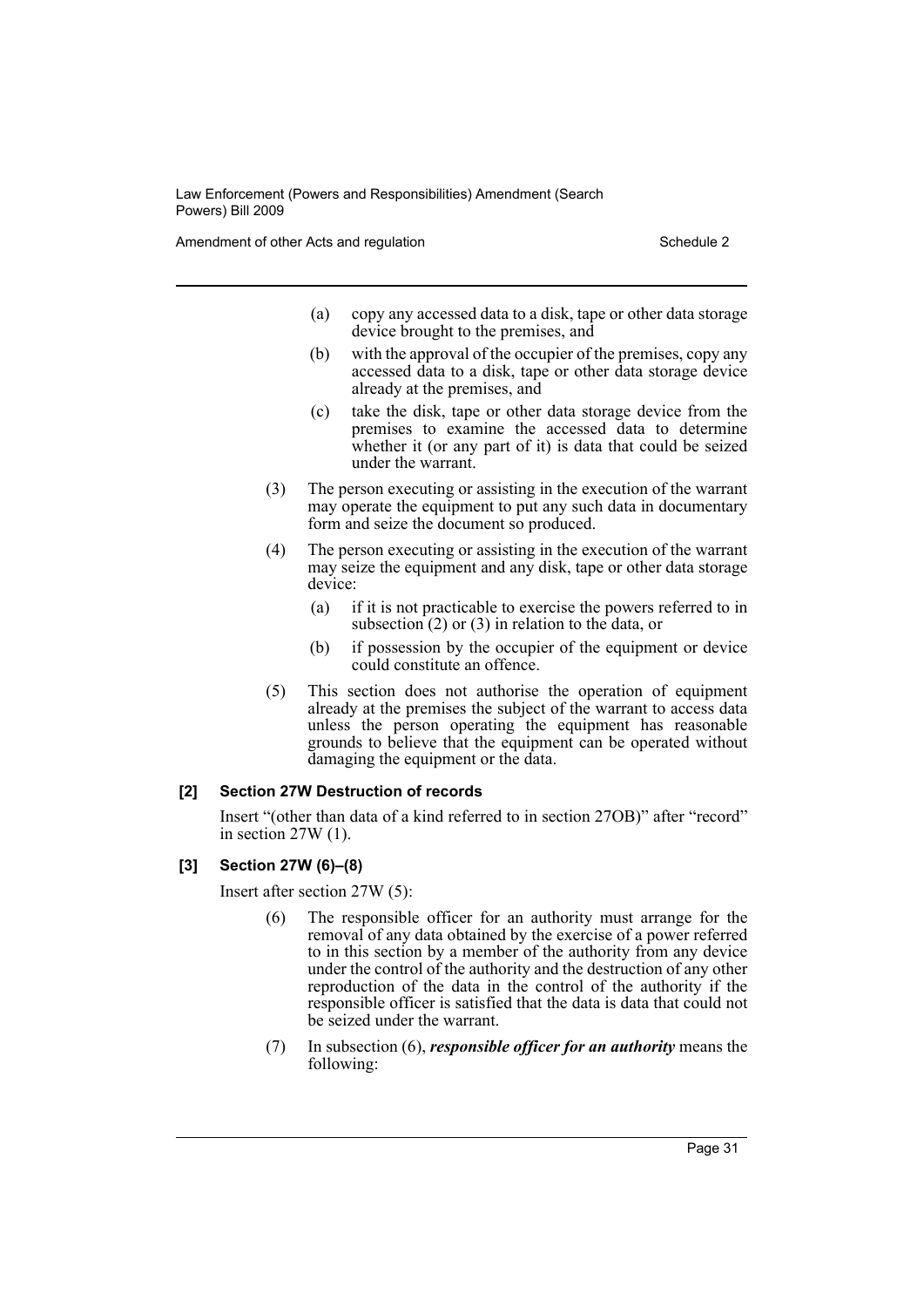(a) copy any accessed data to a disk, tape or other data storage device brought to the premises, and

(b) with the approval of the occupier of the premises, copy any accessed data to a disk, tape or other data storage device already at the premises, and

(c) take the disk, tape or other data storage device from the premises to examine the accessed data to determine whether it (or any part of it) is data that could be seized under the warrant.

(3) The person executing or assisting in the execution of the warrant may operate the equipment to put any such data in documentary form and seize the document so produced.

(4) The person executing or assisting in the execution of the warrant may seize the equipment and any disk, tape or other data storage device:

(a) if it is not practicable to exercise the powers referred to in subsection (2) or (3) in relation to the data, or

(b) if possession by the occupier of the equipment or device could constitute an offence.

(5) This section does not authorise the operation of equipment already at the premises the subject of the warrant to access data unless the person operating the equipment has reasonable grounds to believe that the equipment can be operated without damaging the equipment or the data.

**[2] Section 27W Destruction of records**

Insert "(other than data of a kind referred to in section 27OB)" after "record" in section 27W (1).

**[3] Section 27W (6)–(8)**

Insert after section 27W (5):

(6) The responsible officer for an authority must arrange for the removal of any data obtained by the exercise of a power referred to in this section by a member of the authority from any device under the control of the authority and the destruction of any other reproduction of the data in the control of the authority if the responsible officer is satisfied that the data is data that could not be seized under the warrant.

(7) In subsection (6), ***responsible officer for an authority*** means the following: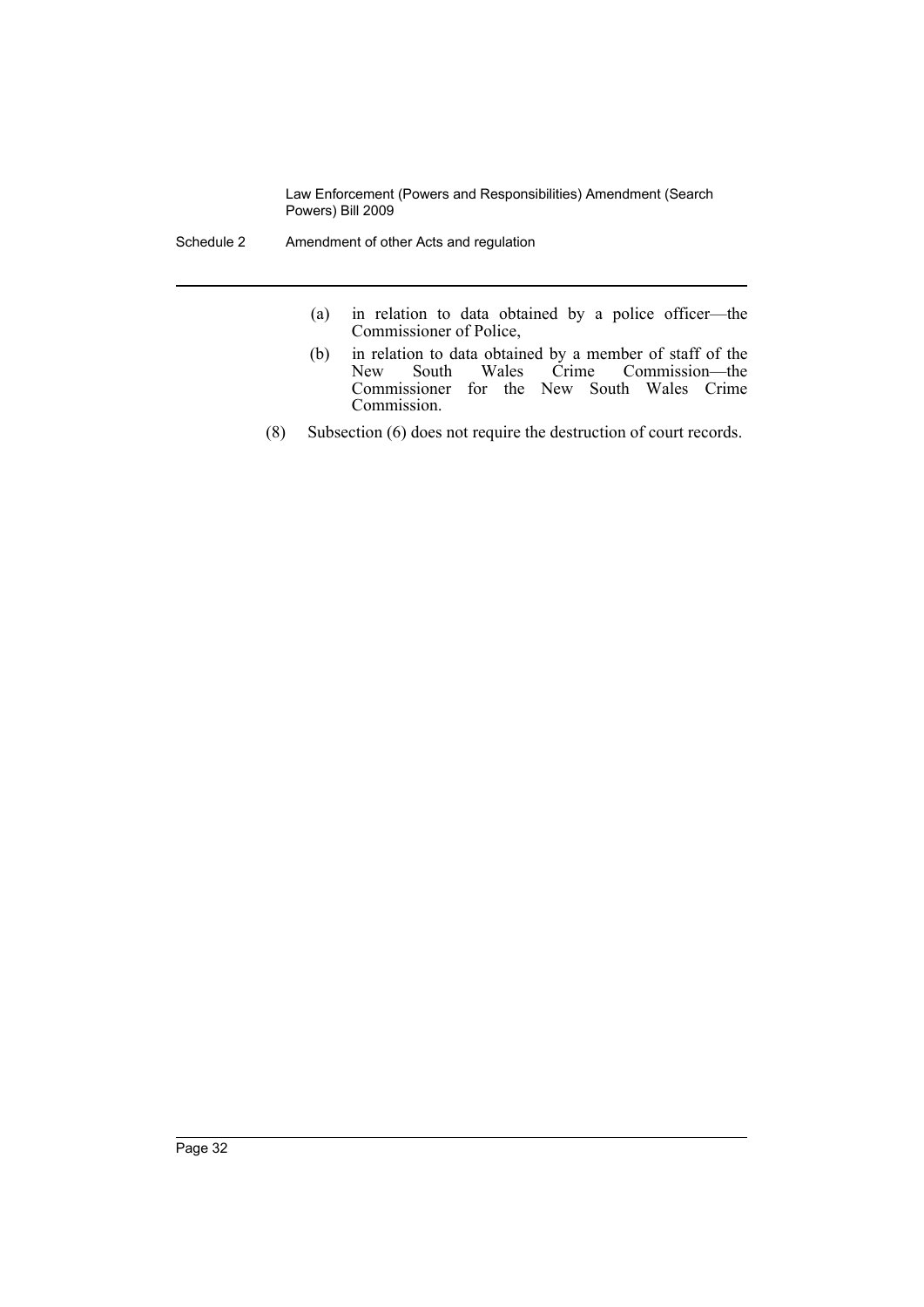(a) in relation to data obtained by a police officer—the Commissioner of Police,

(b) in relation to data obtained by a member of staff of the New South Wales Crime Commission—the Commissioner for the New South Wales Crime Commission.

(8) Subsection (6) does not require the destruction of court records.